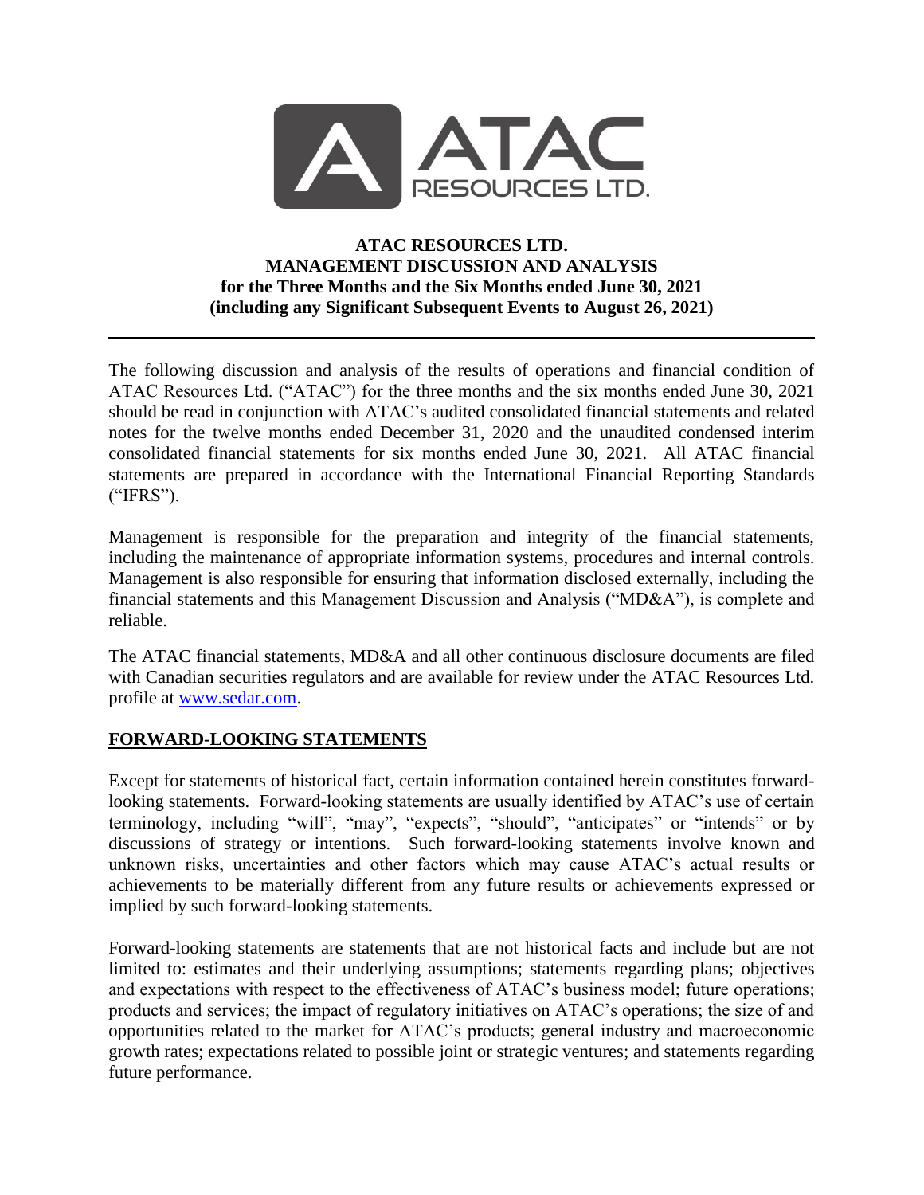# ATAC RESOURCES LTD.
# MANAGEMENT DISCUSSION AND ANALYSIS
## for the Three Months and the Six Months ended June 30, 2021
## (including any Significant Subsequent Events to August 26, 2021)

---

The following discussion and analysis of the results of operations and financial condition of ATAC Resources Ltd. ("ATAC") for the three months and the six months ended June 30, 2021 should be read in conjunction with ATAC's audited consolidated financial statements and related notes for the twelve months ended December 31, 2020 and the unaudited condensed interim consolidated financial statements for six months ended June 30, 2021. All ATAC financial statements are prepared in accordance with the International Financial Reporting Standards ("IFRS").

Management is responsible for the preparation and integrity of the financial statements, including the maintenance of appropriate information systems, procedures and internal controls. Management is also responsible for ensuring that information disclosed externally, including the financial statements and this Management Discussion and Analysis ("MD&A"), is complete and reliable.

The ATAC financial statements, MD&A and all other continuous disclosure documents are filed with Canadian securities regulators and are available for review under the ATAC Resources Ltd. profile at [www.sedar.com](www.sedar.com).

## FORWARD-LOOKING STATEMENTS

Except for statements of historical fact, certain information contained herein constitutes forward-looking statements. Forward-looking statements are usually identified by ATAC's use of certain terminology, including "will", "may", "expects", "should", "anticipates" or "intends" or by discussions of strategy or intentions. Such forward-looking statements involve known and unknown risks, uncertainties and other factors which may cause ATAC's actual results or achievements to be materially different from any future results or achievements expressed or implied by such forward-looking statements.

Forward-looking statements are statements that are not historical facts and include but are not limited to: estimates and their underlying assumptions; statements regarding plans; objectives and expectations with respect to the effectiveness of ATAC's business model; future operations; products and services; the impact of regulatory initiatives on ATAC's operations; the size of and opportunities related to the market for ATAC's products; general industry and macroeconomic growth rates; expectations related to possible joint or strategic ventures; and statements regarding future performance.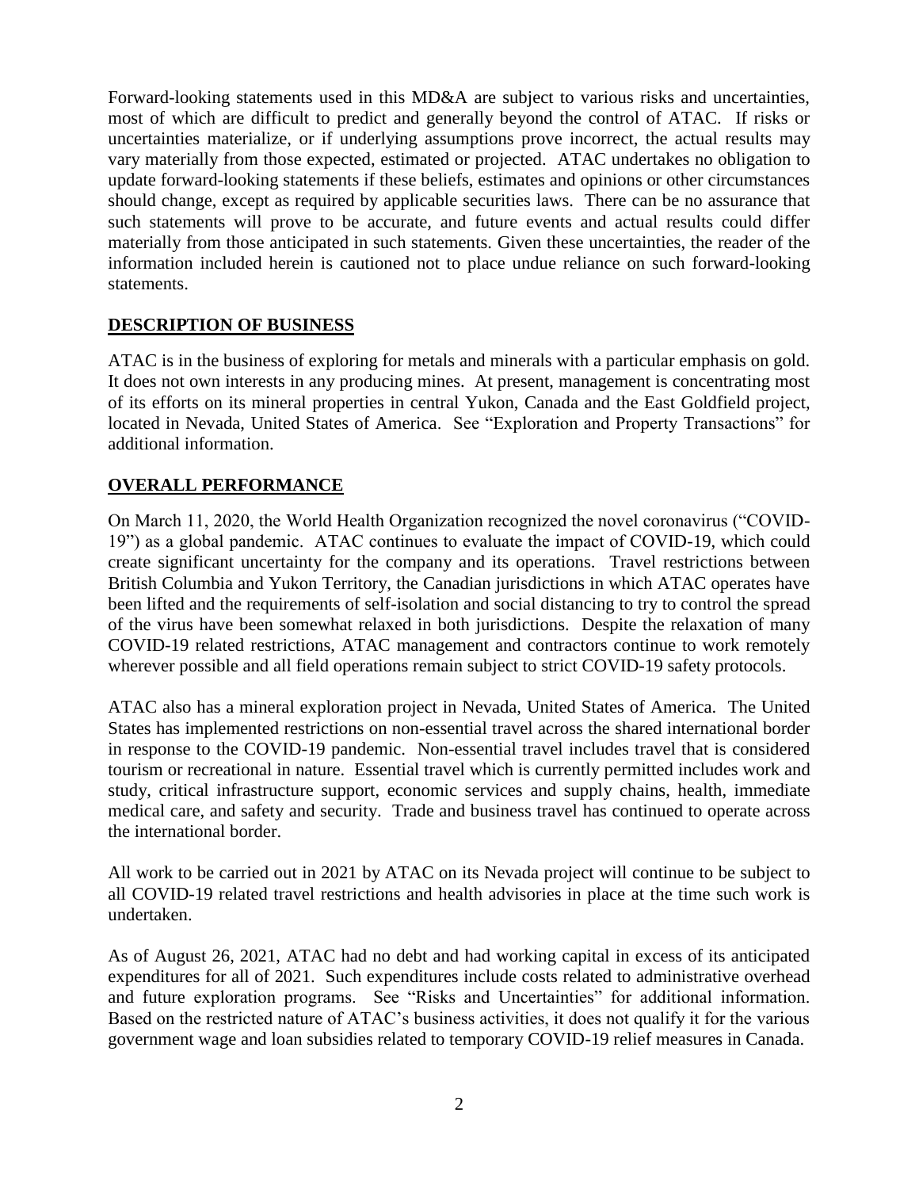Forward-looking statements used in this MD&A are subject to various risks and uncertainties, most of which are difficult to predict and generally beyond the control of ATAC. If risks or uncertainties materialize, or if underlying assumptions prove incorrect, the actual results may vary materially from those expected, estimated or projected. ATAC undertakes no obligation to update forward-looking statements if these beliefs, estimates and opinions or other circumstances should change, except as required by applicable securities laws. There can be no assurance that such statements will prove to be accurate, and future events and actual results could differ materially from those anticipated in such statements. Given these uncertainties, the reader of the information included herein is cautioned not to place undue reliance on such forward-looking statements.

## DESCRIPTION OF BUSINESS

ATAC is in the business of exploring for metals and minerals with a particular emphasis on gold. It does not own interests in any producing mines. At present, management is concentrating most of its efforts on its mineral properties in central Yukon, Canada and the East Goldfield project, located in Nevada, United States of America. See "Exploration and Property Transactions" for additional information.

## OVERALL PERFORMANCE

On March 11, 2020, the World Health Organization recognized the novel coronavirus ("COVID-19") as a global pandemic. ATAC continues to evaluate the impact of COVID-19, which could create significant uncertainty for the company and its operations. Travel restrictions between British Columbia and Yukon Territory, the Canadian jurisdictions in which ATAC operates have been lifted and the requirements of self-isolation and social distancing to try to control the spread of the virus have been somewhat relaxed in both jurisdictions. Despite the relaxation of many COVID-19 related restrictions, ATAC management and contractors continue to work remotely wherever possible and all field operations remain subject to strict COVID-19 safety protocols.

ATAC also has a mineral exploration project in Nevada, United States of America. The United States has implemented restrictions on non-essential travel across the shared international border in response to the COVID-19 pandemic. Non-essential travel includes travel that is considered tourism or recreational in nature. Essential travel which is currently permitted includes work and study, critical infrastructure support, economic services and supply chains, health, immediate medical care, and safety and security. Trade and business travel has continued to operate across the international border.

All work to be carried out in 2021 by ATAC on its Nevada project will continue to be subject to all COVID-19 related travel restrictions and health advisories in place at the time such work is undertaken.

As of August 26, 2021, ATAC had no debt and had working capital in excess of its anticipated expenditures for all of 2021. Such expenditures include costs related to administrative overhead and future exploration programs. See "Risks and Uncertainties" for additional information. Based on the restricted nature of ATAC's business activities, it does not qualify it for the various government wage and loan subsidies related to temporary COVID-19 relief measures in Canada.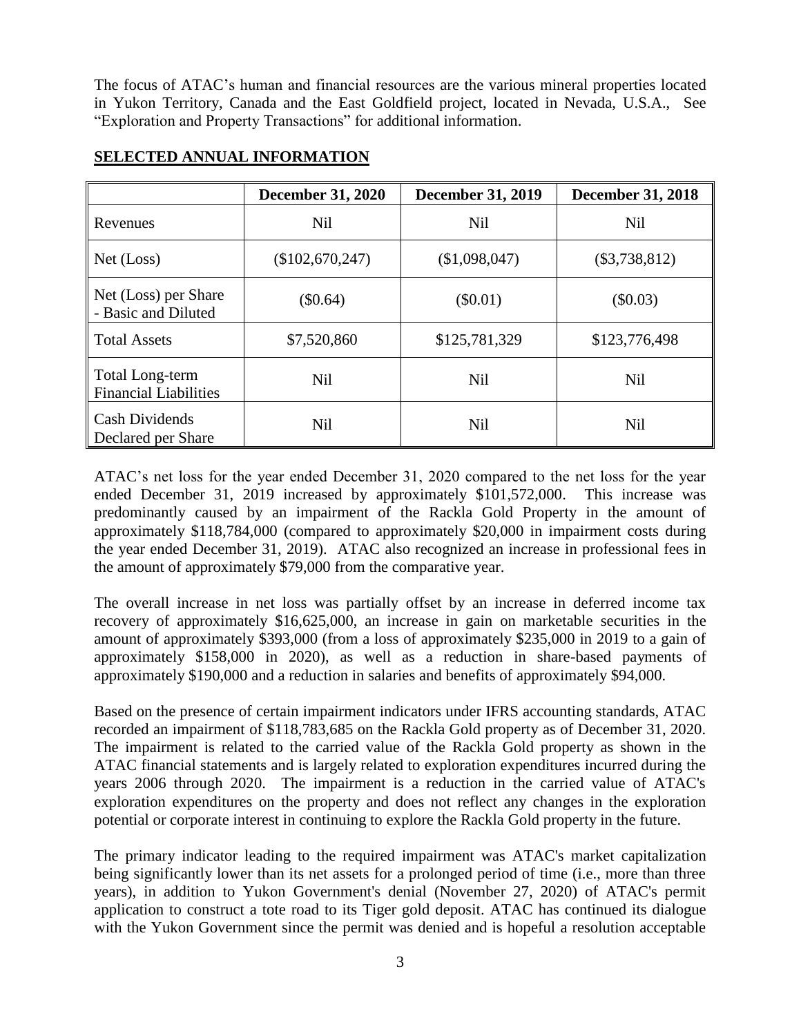The focus of ATAC's human and financial resources are the various mineral properties located in Yukon Territory, Canada and the East Goldfield project, located in Nevada, U.S.A., See "Exploration and Property Transactions" for additional information.

## SELECTED ANNUAL INFORMATION

| | December 31, 2020 | December 31, 2019 | December 31, 2018 |
|---|---|---|---|
| Revenues | Nil | Nil | Nil |
| Net (Loss) | ($102,670,247) | ($1,098,047) | ($3,738,812) |
| Net (Loss) per Share - Basic and Diluted | ($0.64) | ($0.01) | ($0.03) |
| Total Assets | $7,520,860 | $125,781,329 | $123,776,498 |
| Total Long-term Financial Liabilities | Nil | Nil | Nil |
| Cash Dividends Declared per Share | Nil | Nil | Nil |

ATAC's net loss for the year ended December 31, 2020 compared to the net loss for the year ended December 31, 2019 increased by approximately $101,572,000. This increase was predominantly caused by an impairment of the Rackla Gold Property in the amount of approximately $118,784,000 (compared to approximately $20,000 in impairment costs during the year ended December 31, 2019). ATAC also recognized an increase in professional fees in the amount of approximately $79,000 from the comparative year.

The overall increase in net loss was partially offset by an increase in deferred income tax recovery of approximately $16,625,000, an increase in gain on marketable securities in the amount of approximately $393,000 (from a loss of approximately $235,000 in 2019 to a gain of approximately $158,000 in 2020), as well as a reduction in share-based payments of approximately $190,000 and a reduction in salaries and benefits of approximately $94,000.

Based on the presence of certain impairment indicators under IFRS accounting standards, ATAC recorded an impairment of $118,783,685 on the Rackla Gold property as of December 31, 2020. The impairment is related to the carried value of the Rackla Gold property as shown in the ATAC financial statements and is largely related to exploration expenditures incurred during the years 2006 through 2020. The impairment is a reduction in the carried value of ATAC's exploration expenditures on the property and does not reflect any changes in the exploration potential or corporate interest in continuing to explore the Rackla Gold property in the future.

The primary indicator leading to the required impairment was ATAC's market capitalization being significantly lower than its net assets for a prolonged period of time (i.e., more than three years), in addition to Yukon Government's denial (November 27, 2020) of ATAC's permit application to construct a tote road to its Tiger gold deposit. ATAC has continued its dialogue with the Yukon Government since the permit was denied and is hopeful a resolution acceptable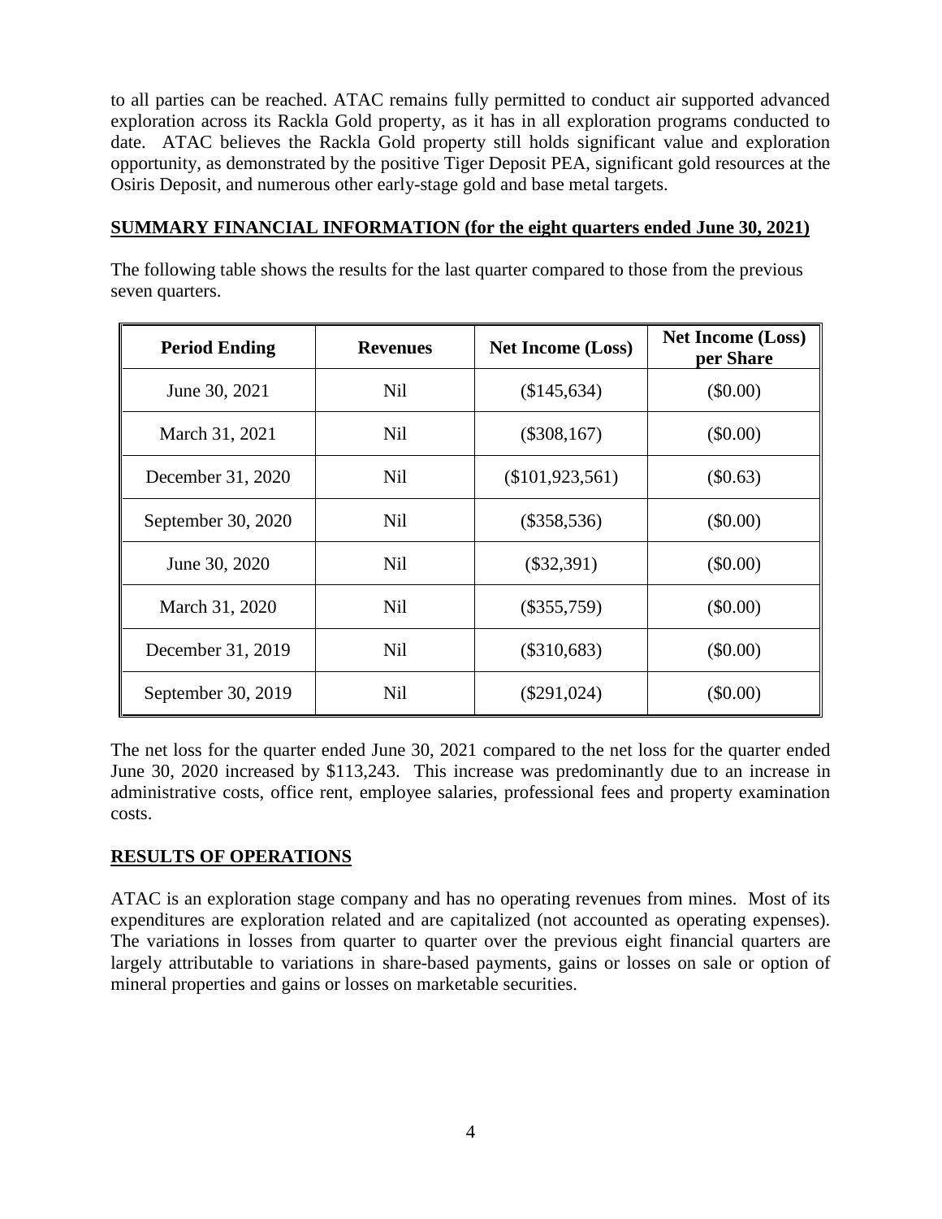to all parties can be reached. ATAC remains fully permitted to conduct air supported advanced exploration across its Rackla Gold property, as it has in all exploration programs conducted to date. ATAC believes the Rackla Gold property still holds significant value and exploration opportunity, as demonstrated by the positive Tiger Deposit PEA, significant gold resources at the Osiris Deposit, and numerous other early-stage gold and base metal targets.

## SUMMARY FINANCIAL INFORMATION (for the eight quarters ended June 30, 2021)

The following table shows the results for the last quarter compared to those from the previous seven quarters.

| Period Ending | Revenues | Net Income (Loss) | Net Income (Loss) per Share |
|---|---|---|---|
| June 30, 2021 | Nil | ($145,634) | ($0.00) |
| March 31, 2021 | Nil | ($308,167) | ($0.00) |
| December 31, 2020 | Nil | ($101,923,561) | ($0.63) |
| September 30, 2020 | Nil | ($358,536) | ($0.00) |
| June 30, 2020 | Nil | ($32,391) | ($0.00) |
| March 31, 2020 | Nil | ($355,759) | ($0.00) |
| December 31, 2019 | Nil | ($310,683) | ($0.00) |
| September 30, 2019 | Nil | ($291,024) | ($0.00) |

The net loss for the quarter ended June 30, 2021 compared to the net loss for the quarter ended June 30, 2020 increased by $113,243. This increase was predominantly due to an increase in administrative costs, office rent, employee salaries, professional fees and property examination costs.

## RESULTS OF OPERATIONS

ATAC is an exploration stage company and has no operating revenues from mines. Most of its expenditures are exploration related and are capitalized (not accounted as operating expenses). The variations in losses from quarter to quarter over the previous eight financial quarters are largely attributable to variations in share-based payments, gains or losses on sale or option of mineral properties and gains or losses on marketable securities.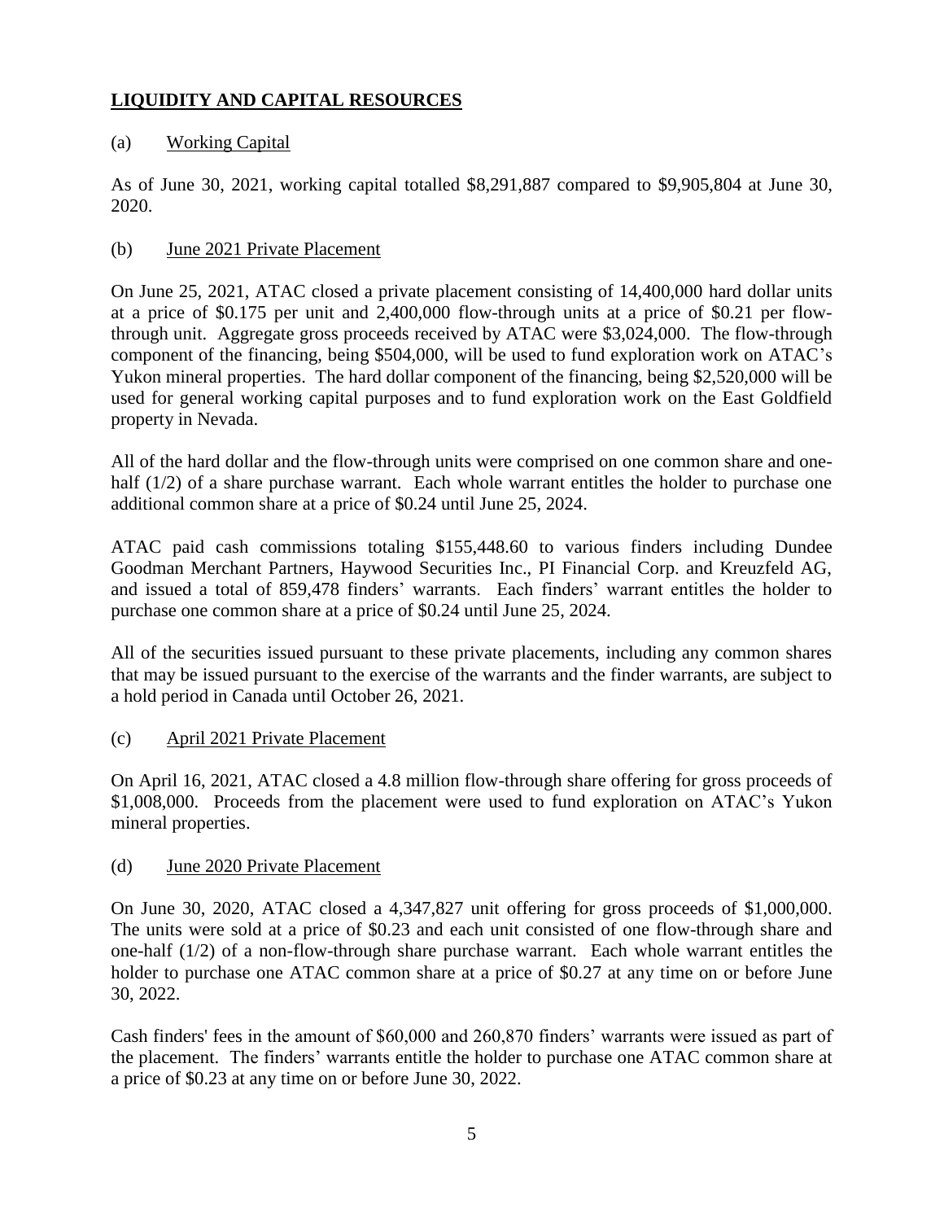## LIQUIDITY AND CAPITAL RESOURCES

(a) Working Capital

As of June 30, 2021, working capital totalled $8,291,887 compared to $9,905,804 at June 30, 2020.

(b) June 2021 Private Placement

On June 25, 2021, ATAC closed a private placement consisting of 14,400,000 hard dollar units at a price of $0.175 per unit and 2,400,000 flow-through units at a price of $0.21 per flow-through unit. Aggregate gross proceeds received by ATAC were $3,024,000. The flow-through component of the financing, being $504,000, will be used to fund exploration work on ATAC's Yukon mineral properties. The hard dollar component of the financing, being $2,520,000 will be used for general working capital purposes and to fund exploration work on the East Goldfield property in Nevada.

All of the hard dollar and the flow-through units were comprised on one common share and one-half (1/2) of a share purchase warrant. Each whole warrant entitles the holder to purchase one additional common share at a price of $0.24 until June 25, 2024.

ATAC paid cash commissions totaling $155,448.60 to various finders including Dundee Goodman Merchant Partners, Haywood Securities Inc., PI Financial Corp. and Kreuzfeld AG, and issued a total of 859,478 finders' warrants. Each finders' warrant entitles the holder to purchase one common share at a price of $0.24 until June 25, 2024.

All of the securities issued pursuant to these private placements, including any common shares that may be issued pursuant to the exercise of the warrants and the finder warrants, are subject to a hold period in Canada until October 26, 2021.

(c) April 2021 Private Placement

On April 16, 2021, ATAC closed a 4.8 million flow-through share offering for gross proceeds of $1,008,000. Proceeds from the placement were used to fund exploration on ATAC's Yukon mineral properties.

(d) June 2020 Private Placement

On June 30, 2020, ATAC closed a 4,347,827 unit offering for gross proceeds of $1,000,000. The units were sold at a price of $0.23 and each unit consisted of one flow-through share and one-half (1/2) of a non-flow-through share purchase warrant. Each whole warrant entitles the holder to purchase one ATAC common share at a price of $0.27 at any time on or before June 30, 2022.

Cash finders' fees in the amount of $60,000 and 260,870 finders' warrants were issued as part of the placement. The finders' warrants entitle the holder to purchase one ATAC common share at a price of $0.23 at any time on or before June 30, 2022.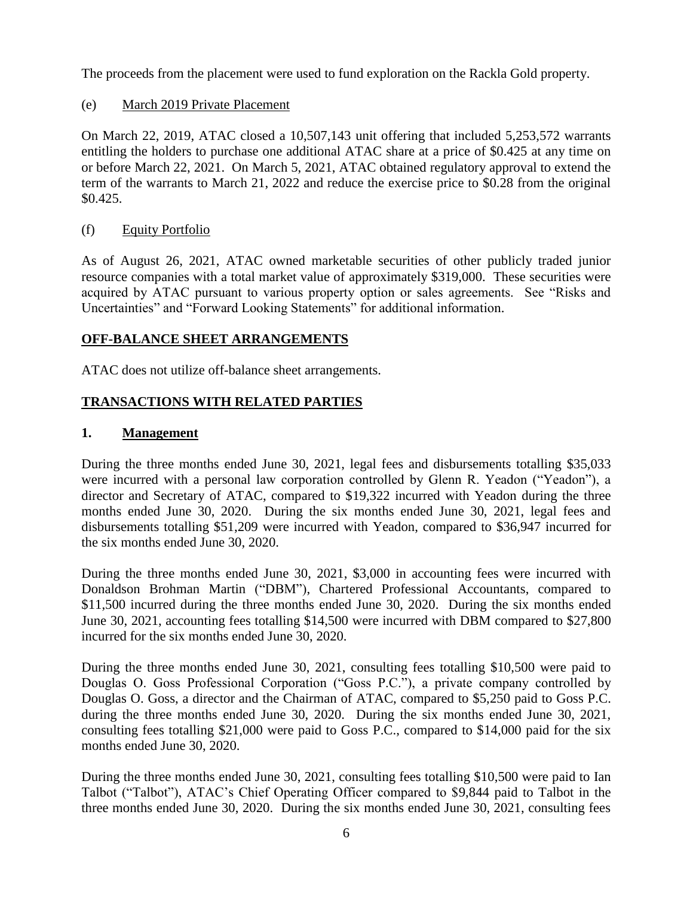The proceeds from the placement were used to fund exploration on the Rackla Gold property.

(e) March 2019 Private Placement

On March 22, 2019, ATAC closed a 10,507,143 unit offering that included 5,253,572 warrants entitling the holders to purchase one additional ATAC share at a price of $0.425 at any time on or before March 22, 2021. On March 5, 2021, ATAC obtained regulatory approval to extend the term of the warrants to March 21, 2022 and reduce the exercise price to $0.28 from the original $0.425.

(f) Equity Portfolio

As of August 26, 2021, ATAC owned marketable securities of other publicly traded junior resource companies with a total market value of approximately $319,000. These securities were acquired by ATAC pursuant to various property option or sales agreements. See "Risks and Uncertainties" and "Forward Looking Statements" for additional information.

## OFF-BALANCE SHEET ARRANGEMENTS

ATAC does not utilize off-balance sheet arrangements.

## TRANSACTIONS WITH RELATED PARTIES

### 1. Management

During the three months ended June 30, 2021, legal fees and disbursements totalling $35,033 were incurred with a personal law corporation controlled by Glenn R. Yeadon ("Yeadon"), a director and Secretary of ATAC, compared to $19,322 incurred with Yeadon during the three months ended June 30, 2020. During the six months ended June 30, 2021, legal fees and disbursements totalling $51,209 were incurred with Yeadon, compared to $36,947 incurred for the six months ended June 30, 2020.

During the three months ended June 30, 2021, $3,000 in accounting fees were incurred with Donaldson Brohman Martin ("DBM"), Chartered Professional Accountants, compared to $11,500 incurred during the three months ended June 30, 2020. During the six months ended June 30, 2021, accounting fees totalling $14,500 were incurred with DBM compared to $27,800 incurred for the six months ended June 30, 2020.

During the three months ended June 30, 2021, consulting fees totalling $10,500 were paid to Douglas O. Goss Professional Corporation ("Goss P.C."), a private company controlled by Douglas O. Goss, a director and the Chairman of ATAC, compared to $5,250 paid to Goss P.C. during the three months ended June 30, 2020. During the six months ended June 30, 2021, consulting fees totalling $21,000 were paid to Goss P.C., compared to $14,000 paid for the six months ended June 30, 2020.

During the three months ended June 30, 2021, consulting fees totalling $10,500 were paid to Ian Talbot ("Talbot"), ATAC's Chief Operating Officer compared to $9,844 paid to Talbot in the three months ended June 30, 2020. During the six months ended June 30, 2021, consulting fees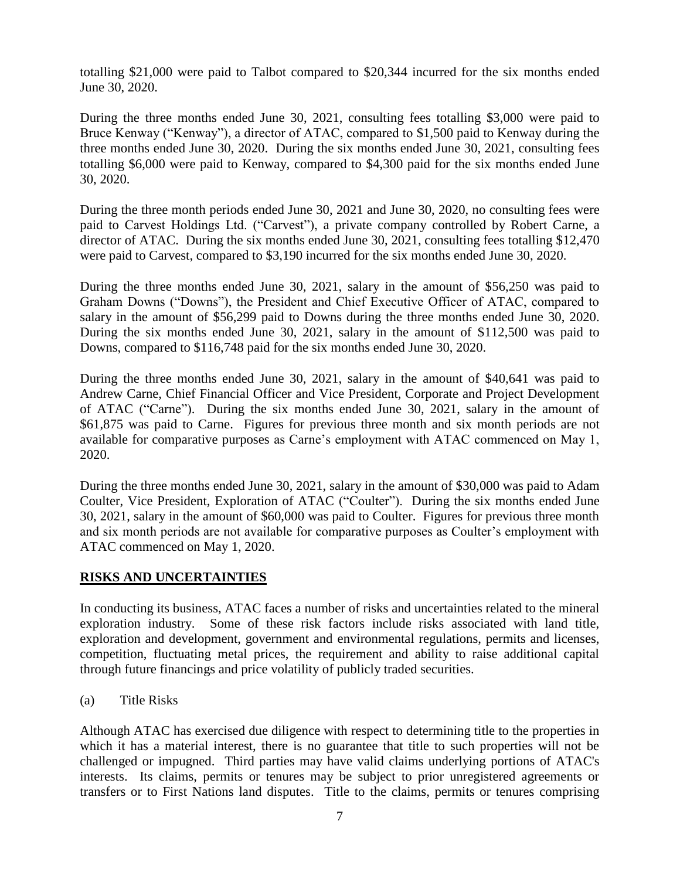totalling $21,000 were paid to Talbot compared to $20,344 incurred for the six months ended June 30, 2020.

During the three months ended June 30, 2021, consulting fees totalling $3,000 were paid to Bruce Kenway ("Kenway"), a director of ATAC, compared to $1,500 paid to Kenway during the three months ended June 30, 2020. During the six months ended June 30, 2021, consulting fees totalling $6,000 were paid to Kenway, compared to $4,300 paid for the six months ended June 30, 2020.

During the three month periods ended June 30, 2021 and June 30, 2020, no consulting fees were paid to Carvest Holdings Ltd. ("Carvest"), a private company controlled by Robert Carne, a director of ATAC. During the six months ended June 30, 2021, consulting fees totalling $12,470 were paid to Carvest, compared to $3,190 incurred for the six months ended June 30, 2020.

During the three months ended June 30, 2021, salary in the amount of $56,250 was paid to Graham Downs ("Downs"), the President and Chief Executive Officer of ATAC, compared to salary in the amount of $56,299 paid to Downs during the three months ended June 30, 2020. During the six months ended June 30, 2021, salary in the amount of $112,500 was paid to Downs, compared to $116,748 paid for the six months ended June 30, 2020.

During the three months ended June 30, 2021, salary in the amount of $40,641 was paid to Andrew Carne, Chief Financial Officer and Vice President, Corporate and Project Development of ATAC ("Carne"). During the six months ended June 30, 2021, salary in the amount of $61,875 was paid to Carne. Figures for previous three month and six month periods are not available for comparative purposes as Carne's employment with ATAC commenced on May 1, 2020.

During the three months ended June 30, 2021, salary in the amount of $30,000 was paid to Adam Coulter, Vice President, Exploration of ATAC ("Coulter"). During the six months ended June 30, 2021, salary in the amount of $60,000 was paid to Coulter. Figures for previous three month and six month periods are not available for comparative purposes as Coulter's employment with ATAC commenced on May 1, 2020.

## RISKS AND UNCERTAINTIES

In conducting its business, ATAC faces a number of risks and uncertainties related to the mineral exploration industry. Some of these risk factors include risks associated with land title, exploration and development, government and environmental regulations, permits and licenses, competition, fluctuating metal prices, the requirement and ability to raise additional capital through future financings and price volatility of publicly traded securities.

(a) Title Risks

Although ATAC has exercised due diligence with respect to determining title to the properties in which it has a material interest, there is no guarantee that title to such properties will not be challenged or impugned. Third parties may have valid claims underlying portions of ATAC's interests. Its claims, permits or tenures may be subject to prior unregistered agreements or transfers or to First Nations land disputes. Title to the claims, permits or tenures comprising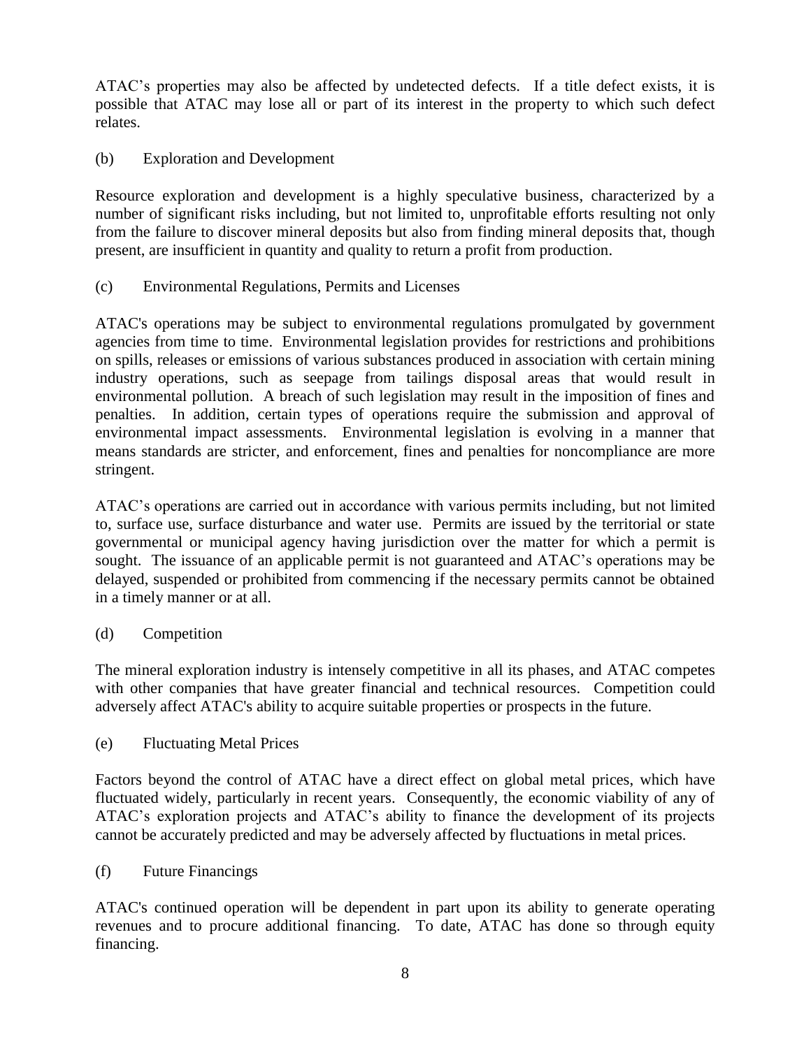ATAC's properties may also be affected by undetected defects. If a title defect exists, it is possible that ATAC may lose all or part of its interest in the property to which such defect relates.

(b) Exploration and Development

Resource exploration and development is a highly speculative business, characterized by a number of significant risks including, but not limited to, unprofitable efforts resulting not only from the failure to discover mineral deposits but also from finding mineral deposits that, though present, are insufficient in quantity and quality to return a profit from production.

(c) Environmental Regulations, Permits and Licenses

ATAC's operations may be subject to environmental regulations promulgated by government agencies from time to time. Environmental legislation provides for restrictions and prohibitions on spills, releases or emissions of various substances produced in association with certain mining industry operations, such as seepage from tailings disposal areas that would result in environmental pollution. A breach of such legislation may result in the imposition of fines and penalties. In addition, certain types of operations require the submission and approval of environmental impact assessments. Environmental legislation is evolving in a manner that means standards are stricter, and enforcement, fines and penalties for noncompliance are more stringent.

ATAC's operations are carried out in accordance with various permits including, but not limited to, surface use, surface disturbance and water use. Permits are issued by the territorial or state governmental or municipal agency having jurisdiction over the matter for which a permit is sought. The issuance of an applicable permit is not guaranteed and ATAC's operations may be delayed, suspended or prohibited from commencing if the necessary permits cannot be obtained in a timely manner or at all.

(d) Competition

The mineral exploration industry is intensely competitive in all its phases, and ATAC competes with other companies that have greater financial and technical resources. Competition could adversely affect ATAC's ability to acquire suitable properties or prospects in the future.

(e) Fluctuating Metal Prices

Factors beyond the control of ATAC have a direct effect on global metal prices, which have fluctuated widely, particularly in recent years. Consequently, the economic viability of any of ATAC's exploration projects and ATAC's ability to finance the development of its projects cannot be accurately predicted and may be adversely affected by fluctuations in metal prices.

(f) Future Financings

ATAC's continued operation will be dependent in part upon its ability to generate operating revenues and to procure additional financing. To date, ATAC has done so through equity financing.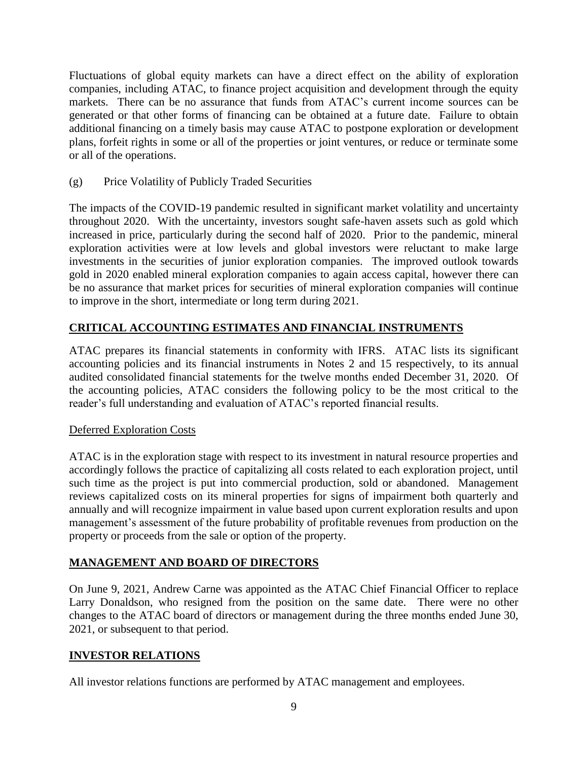Fluctuations of global equity markets can have a direct effect on the ability of exploration companies, including ATAC, to finance project acquisition and development through the equity markets. There can be no assurance that funds from ATAC's current income sources can be generated or that other forms of financing can be obtained at a future date. Failure to obtain additional financing on a timely basis may cause ATAC to postpone exploration or development plans, forfeit rights in some or all of the properties or joint ventures, or reduce or terminate some or all of the operations.

(g) Price Volatility of Publicly Traded Securities

The impacts of the COVID-19 pandemic resulted in significant market volatility and uncertainty throughout 2020. With the uncertainty, investors sought safe-haven assets such as gold which increased in price, particularly during the second half of 2020. Prior to the pandemic, mineral exploration activities were at low levels and global investors were reluctant to make large investments in the securities of junior exploration companies. The improved outlook towards gold in 2020 enabled mineral exploration companies to again access capital, however there can be no assurance that market prices for securities of mineral exploration companies will continue to improve in the short, intermediate or long term during 2021.

## CRITICAL ACCOUNTING ESTIMATES AND FINANCIAL INSTRUMENTS

ATAC prepares its financial statements in conformity with IFRS. ATAC lists its significant accounting policies and its financial instruments in Notes 2 and 15 respectively, to its annual audited consolidated financial statements for the twelve months ended December 31, 2020. Of the accounting policies, ATAC considers the following policy to be the most critical to the reader's full understanding and evaluation of ATAC's reported financial results.

### Deferred Exploration Costs

ATAC is in the exploration stage with respect to its investment in natural resource properties and accordingly follows the practice of capitalizing all costs related to each exploration project, until such time as the project is put into commercial production, sold or abandoned. Management reviews capitalized costs on its mineral properties for signs of impairment both quarterly and annually and will recognize impairment in value based upon current exploration results and upon management's assessment of the future probability of profitable revenues from production on the property or proceeds from the sale or option of the property.

## MANAGEMENT AND BOARD OF DIRECTORS

On June 9, 2021, Andrew Carne was appointed as the ATAC Chief Financial Officer to replace Larry Donaldson, who resigned from the position on the same date. There were no other changes to the ATAC board of directors or management during the three months ended June 30, 2021, or subsequent to that period.

## INVESTOR RELATIONS

All investor relations functions are performed by ATAC management and employees.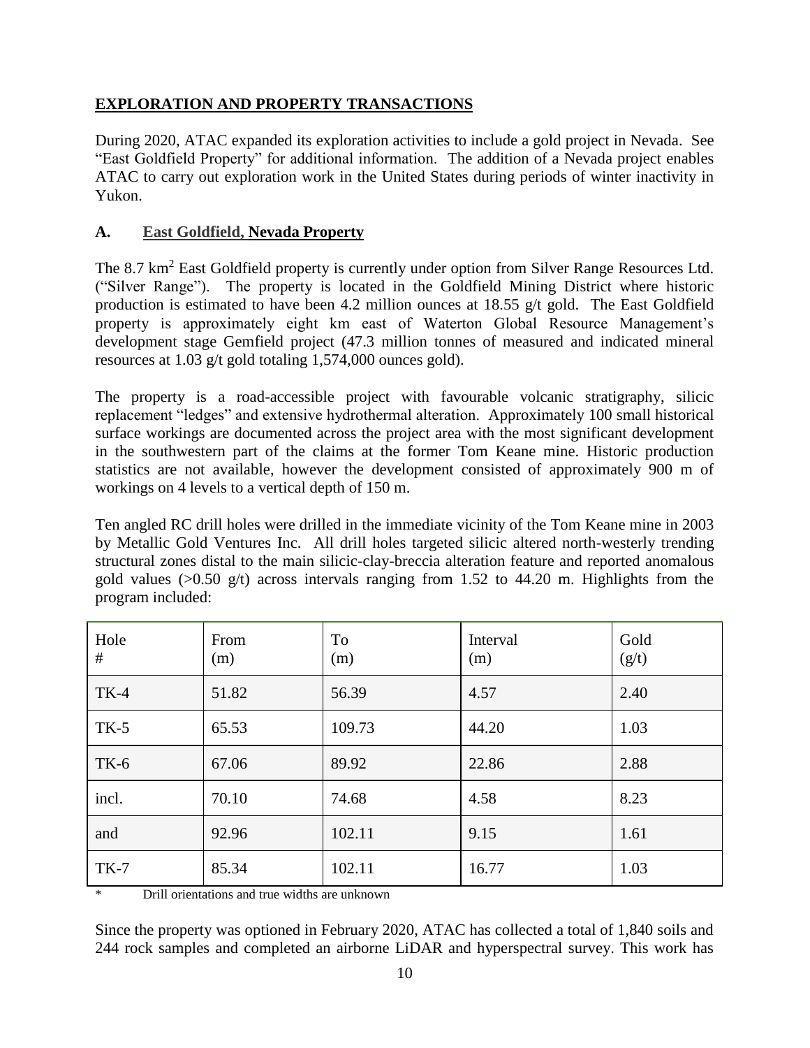## EXPLORATION AND PROPERTY TRANSACTIONS

During 2020, ATAC expanded its exploration activities to include a gold project in Nevada. See "East Goldfield Property" for additional information. The addition of a Nevada project enables ATAC to carry out exploration work in the United States during periods of winter inactivity in Yukon.

### A. East Goldfield, Nevada Property

The 8.7 $km^2$ East Goldfield property is currently under option from Silver Range Resources Ltd. ("Silver Range"). The property is located in the Goldfield Mining District where historic production is estimated to have been 4.2 million ounces at 18.55 g/t gold. The East Goldfield property is approximately eight km east of Waterton Global Resource Management's development stage Gemfield project (47.3 million tonnes of measured and indicated mineral resources at 1.03 g/t gold totaling 1,574,000 ounces gold).

The property is a road-accessible project with favourable volcanic stratigraphy, silicic replacement "ledges" and extensive hydrothermal alteration. Approximately 100 small historical surface workings are documented across the project area with the most significant development in the southwestern part of the claims at the former Tom Keane mine. Historic production statistics are not available, however the development consisted of approximately 900 m of workings on 4 levels to a vertical depth of 150 m.

Ten angled RC drill holes were drilled in the immediate vicinity of the Tom Keane mine in 2003 by Metallic Gold Ventures Inc. All drill holes targeted silicic altered north-westerly trending structural zones distal to the main silicic-clay-breccia alteration feature and reported anomalous gold values (>0.50 g/t) across intervals ranging from 1.52 to 44.20 m. Highlights from the program included:

| Hole # | From (m) | To (m) | Interval (m) | Gold (g/t) |
|---|---|---|---|---|
| TK-4 | 51.82 | 56.39 | 4.57 | 2.40 |
| TK-5 | 65.53 | 109.73 | 44.20 | 1.03 |
| TK-6 | 67.06 | 89.92 | 22.86 | 2.88 |
| incl. | 70.10 | 74.68 | 4.58 | 8.23 |
| and | 92.96 | 102.11 | 9.15 | 1.61 |
| TK-7 | 85.34 | 102.11 | 16.77 | 1.03 |

\* Drill orientations and true widths are unknown

Since the property was optioned in February 2020, ATAC has collected a total of 1,840 soils and 244 rock samples and completed an airborne LiDAR and hyperspectral survey. This work has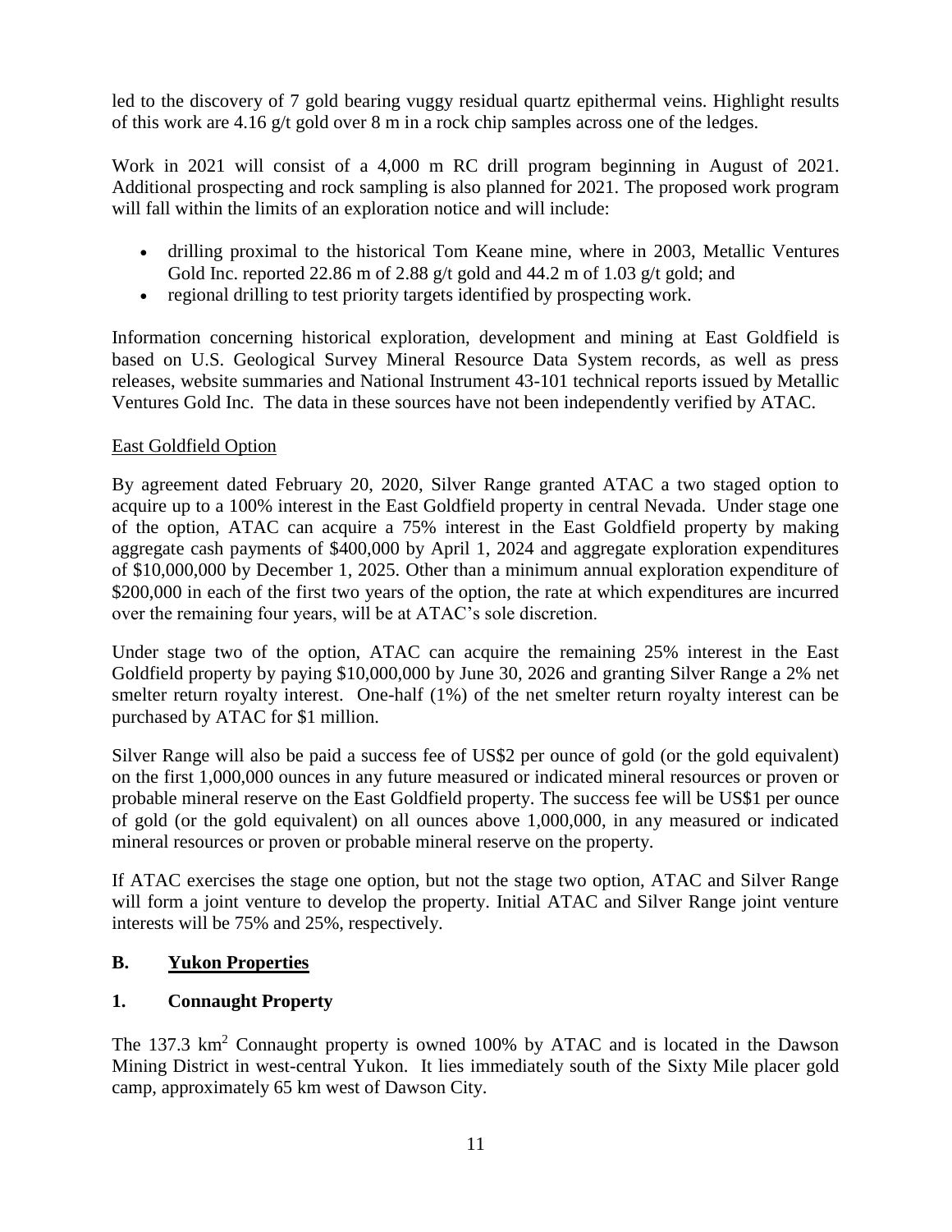led to the discovery of 7 gold bearing vuggy residual quartz epithermal veins. Highlight results of this work are 4.16 g/t gold over 8 m in a rock chip samples across one of the ledges.

Work in 2021 will consist of a 4,000 m RC drill program beginning in August of 2021. Additional prospecting and rock sampling is also planned for 2021. The proposed work program will fall within the limits of an exploration notice and will include:

- drilling proximal to the historical Tom Keane mine, where in 2003, Metallic Ventures Gold Inc. reported 22.86 m of 2.88 g/t gold and 44.2 m of 1.03 g/t gold; and
- regional drilling to test priority targets identified by prospecting work.

Information concerning historical exploration, development and mining at East Goldfield is based on U.S. Geological Survey Mineral Resource Data System records, as well as press releases, website summaries and National Instrument 43-101 technical reports issued by Metallic Ventures Gold Inc. The data in these sources have not been independently verified by ATAC.

East Goldfield Option

By agreement dated February 20, 2020, Silver Range granted ATAC a two staged option to acquire up to a 100% interest in the East Goldfield property in central Nevada. Under stage one of the option, ATAC can acquire a 75% interest in the East Goldfield property by making aggregate cash payments of $400,000 by April 1, 2024 and aggregate exploration expenditures of $10,000,000 by December 1, 2025. Other than a minimum annual exploration expenditure of $200,000 in each of the first two years of the option, the rate at which expenditures are incurred over the remaining four years, will be at ATAC's sole discretion.

Under stage two of the option, ATAC can acquire the remaining 25% interest in the East Goldfield property by paying $10,000,000 by June 30, 2026 and granting Silver Range a 2% net smelter return royalty interest. One-half (1%) of the net smelter return royalty interest can be purchased by ATAC for $1 million.

Silver Range will also be paid a success fee of US$2 per ounce of gold (or the gold equivalent) on the first 1,000,000 ounces in any future measured or indicated mineral resources or proven or probable mineral reserve on the East Goldfield property. The success fee will be US$1 per ounce of gold (or the gold equivalent) on all ounces above 1,000,000, in any measured or indicated mineral resources or proven or probable mineral reserve on the property.

If ATAC exercises the stage one option, but not the stage two option, ATAC and Silver Range will form a joint venture to develop the property. Initial ATAC and Silver Range joint venture interests will be 75% and 25%, respectively.

## B. Yukon Properties

### 1. Connaught Property

The 137.3 km$^2$ Connaught property is owned 100% by ATAC and is located in the Dawson Mining District in west-central Yukon. It lies immediately south of the Sixty Mile placer gold camp, approximately 65 km west of Dawson City.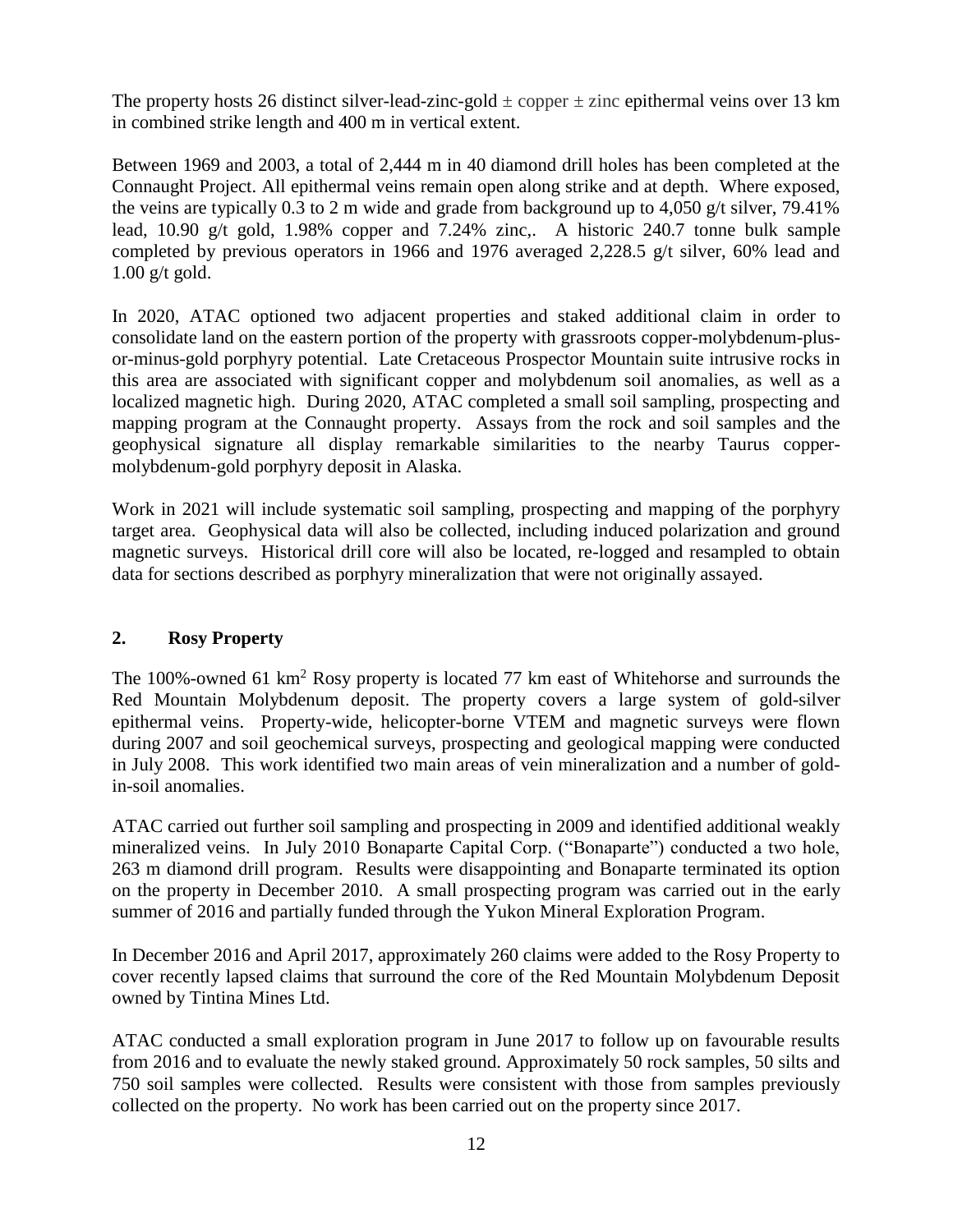The property hosts 26 distinct silver-lead-zinc-gold ± copper ± zinc epithermal veins over 13 km in combined strike length and 400 m in vertical extent.

Between 1969 and 2003, a total of 2,444 m in 40 diamond drill holes has been completed at the Connaught Project. All epithermal veins remain open along strike and at depth. Where exposed, the veins are typically 0.3 to 2 m wide and grade from background up to 4,050 g/t silver, 79.41% lead, 10.90 g/t gold, 1.98% copper and 7.24% zinc,. A historic 240.7 tonne bulk sample completed by previous operators in 1966 and 1976 averaged 2,228.5 g/t silver, 60% lead and 1.00 g/t gold.

In 2020, ATAC optioned two adjacent properties and staked additional claim in order to consolidate land on the eastern portion of the property with grassroots copper-molybdenum-plus-or-minus-gold porphyry potential. Late Cretaceous Prospector Mountain suite intrusive rocks in this area are associated with significant copper and molybdenum soil anomalies, as well as a localized magnetic high. During 2020, ATAC completed a small soil sampling, prospecting and mapping program at the Connaught property. Assays from the rock and soil samples and the geophysical signature all display remarkable similarities to the nearby Taurus copper-molybdenum-gold porphyry deposit in Alaska.

Work in 2021 will include systematic soil sampling, prospecting and mapping of the porphyry target area. Geophysical data will also be collected, including induced polarization and ground magnetic surveys. Historical drill core will also be located, re-logged and resampled to obtain data for sections described as porphyry mineralization that were not originally assayed.

## 2. Rosy Property

The 100%-owned 61 $km^2$ Rosy property is located 77 km east of Whitehorse and surrounds the Red Mountain Molybdenum deposit. The property covers a large system of gold-silver epithermal veins. Property-wide, helicopter-borne VTEM and magnetic surveys were flown during 2007 and soil geochemical surveys, prospecting and geological mapping were conducted in July 2008. This work identified two main areas of vein mineralization and a number of gold-in-soil anomalies.

ATAC carried out further soil sampling and prospecting in 2009 and identified additional weakly mineralized veins. In July 2010 Bonaparte Capital Corp. ("Bonaparte") conducted a two hole, 263 m diamond drill program. Results were disappointing and Bonaparte terminated its option on the property in December 2010. A small prospecting program was carried out in the early summer of 2016 and partially funded through the Yukon Mineral Exploration Program.

In December 2016 and April 2017, approximately 260 claims were added to the Rosy Property to cover recently lapsed claims that surround the core of the Red Mountain Molybdenum Deposit owned by Tintina Mines Ltd.

ATAC conducted a small exploration program in June 2017 to follow up on favourable results from 2016 and to evaluate the newly staked ground. Approximately 50 rock samples, 50 silts and 750 soil samples were collected. Results were consistent with those from samples previously collected on the property. No work has been carried out on the property since 2017.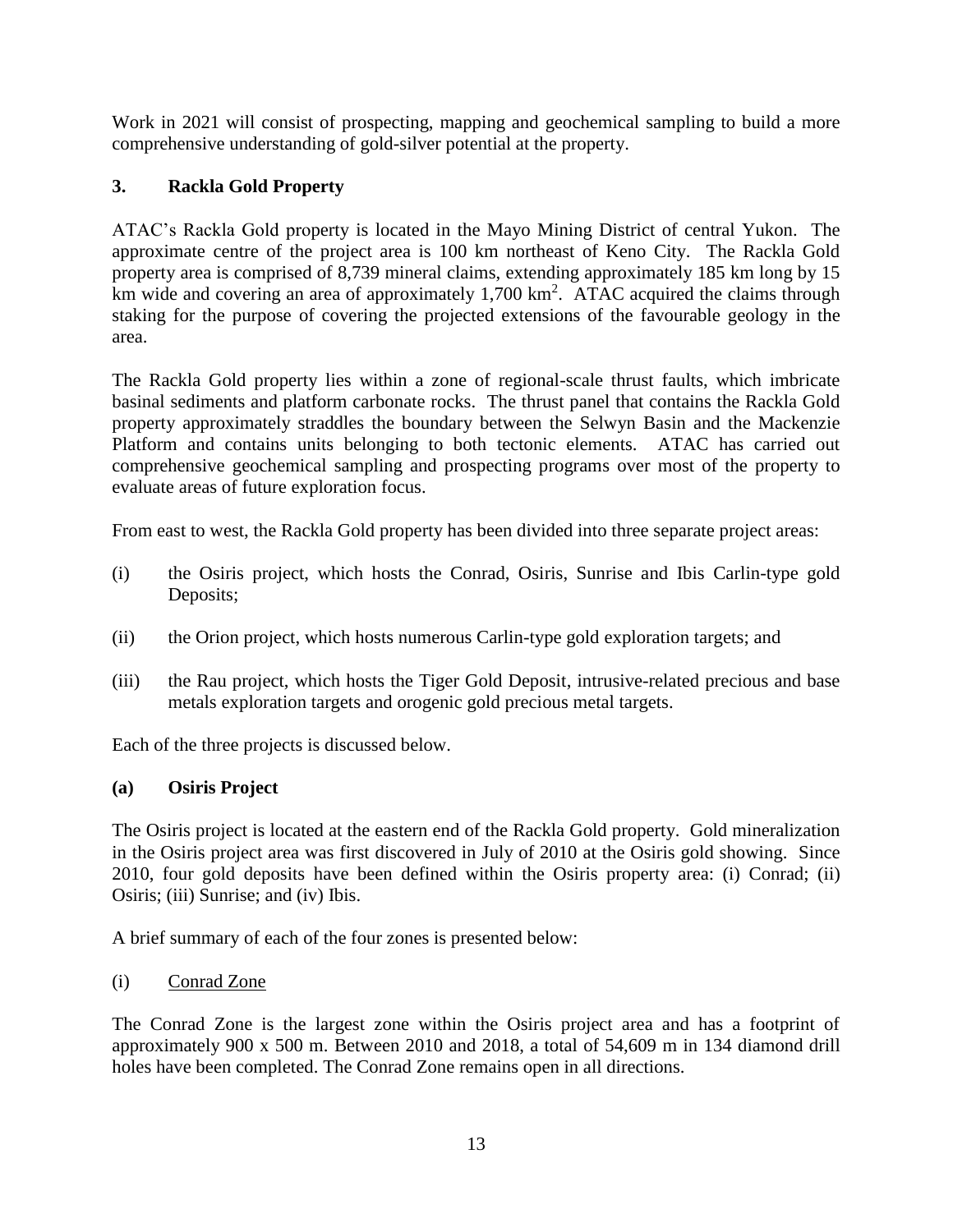Work in 2021 will consist of prospecting, mapping and geochemical sampling to build a more comprehensive understanding of gold-silver potential at the property.

## 3. Rackla Gold Property

ATAC's Rackla Gold property is located in the Mayo Mining District of central Yukon. The approximate centre of the project area is 100 km northeast of Keno City. The Rackla Gold property area is comprised of 8,739 mineral claims, extending approximately 185 km long by 15 km wide and covering an area of approximately 1,700 $km^2$. ATAC acquired the claims through staking for the purpose of covering the projected extensions of the favourable geology in the area.

The Rackla Gold property lies within a zone of regional-scale thrust faults, which imbricate basinal sediments and platform carbonate rocks. The thrust panel that contains the Rackla Gold property approximately straddles the boundary between the Selwyn Basin and the Mackenzie Platform and contains units belonging to both tectonic elements. ATAC has carried out comprehensive geochemical sampling and prospecting programs over most of the property to evaluate areas of future exploration focus.

From east to west, the Rackla Gold property has been divided into three separate project areas:

(i) the Osiris project, which hosts the Conrad, Osiris, Sunrise and Ibis Carlin-type gold Deposits;

(ii) the Orion project, which hosts numerous Carlin-type gold exploration targets; and

(iii) the Rau project, which hosts the Tiger Gold Deposit, intrusive-related precious and base metals exploration targets and orogenic gold precious metal targets.

Each of the three projects is discussed below.

### (a) Osiris Project

The Osiris project is located at the eastern end of the Rackla Gold property. Gold mineralization in the Osiris project area was first discovered in July of 2010 at the Osiris gold showing. Since 2010, four gold deposits have been defined within the Osiris property area: (i) Conrad; (ii) Osiris; (iii) Sunrise; and (iv) Ibis.

A brief summary of each of the four zones is presented below:

(i) Conrad Zone

The Conrad Zone is the largest zone within the Osiris project area and has a footprint of approximately 900 x 500 m. Between 2010 and 2018, a total of 54,609 m in 134 diamond drill holes have been completed. The Conrad Zone remains open in all directions.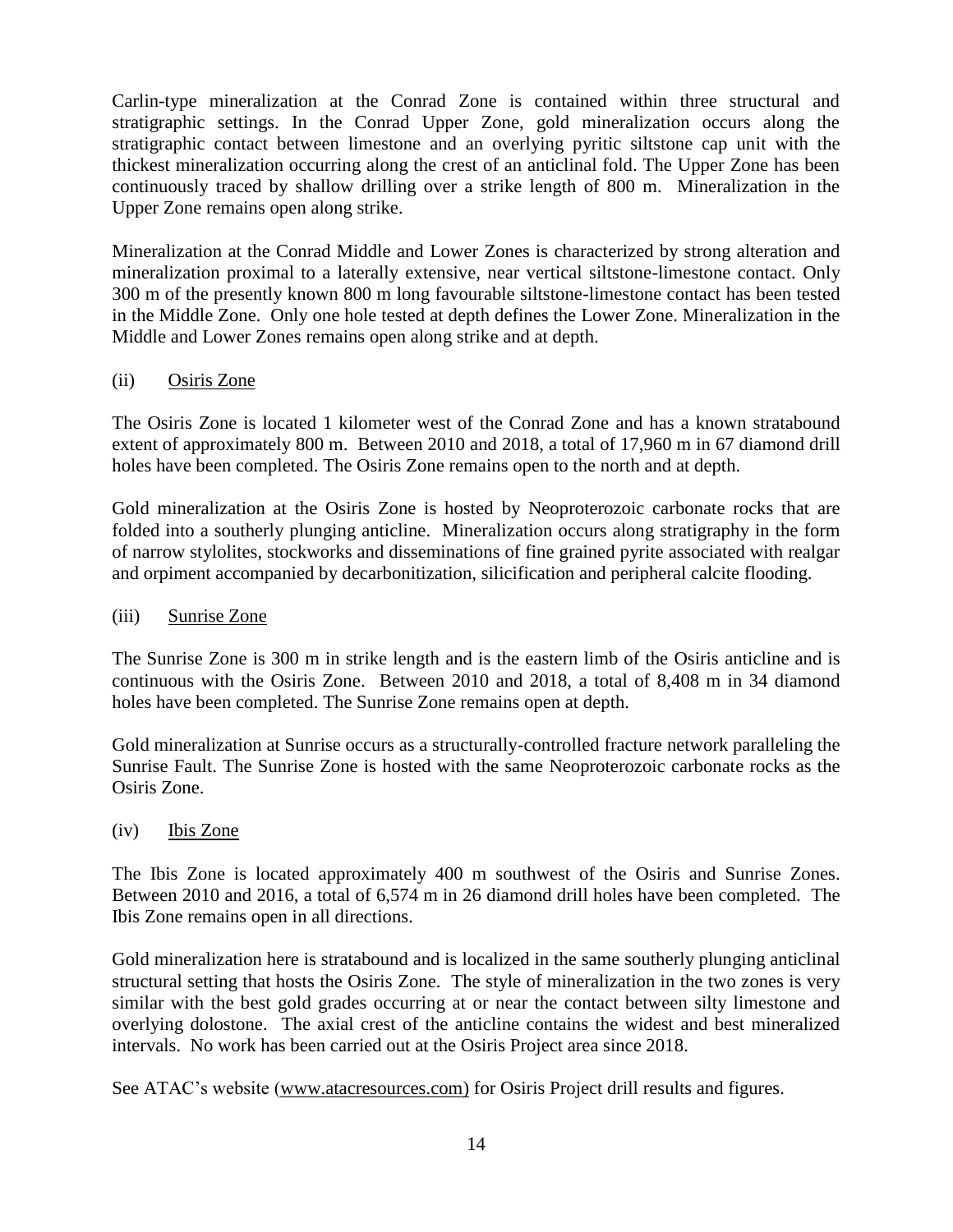Carlin-type mineralization at the Conrad Zone is contained within three structural and stratigraphic settings. In the Conrad Upper Zone, gold mineralization occurs along the stratigraphic contact between limestone and an overlying pyritic siltstone cap unit with the thickest mineralization occurring along the crest of an anticlinal fold. The Upper Zone has been continuously traced by shallow drilling over a strike length of 800 m. Mineralization in the Upper Zone remains open along strike.

Mineralization at the Conrad Middle and Lower Zones is characterized by strong alteration and mineralization proximal to a laterally extensive, near vertical siltstone-limestone contact. Only 300 m of the presently known 800 m long favourable siltstone-limestone contact has been tested in the Middle Zone. Only one hole tested at depth defines the Lower Zone. Mineralization in the Middle and Lower Zones remains open along strike and at depth.

(ii) Osiris Zone

The Osiris Zone is located 1 kilometer west of the Conrad Zone and has a known stratabound extent of approximately 800 m. Between 2010 and 2018, a total of 17,960 m in 67 diamond drill holes have been completed. The Osiris Zone remains open to the north and at depth.

Gold mineralization at the Osiris Zone is hosted by Neoproterozoic carbonate rocks that are folded into a southerly plunging anticline. Mineralization occurs along stratigraphy in the form of narrow stylolites, stockworks and disseminations of fine grained pyrite associated with realgar and orpiment accompanied by decarbonitization, silicification and peripheral calcite flooding.

(iii) Sunrise Zone

The Sunrise Zone is 300 m in strike length and is the eastern limb of the Osiris anticline and is continuous with the Osiris Zone. Between 2010 and 2018, a total of 8,408 m in 34 diamond holes have been completed. The Sunrise Zone remains open at depth.

Gold mineralization at Sunrise occurs as a structurally-controlled fracture network paralleling the Sunrise Fault. The Sunrise Zone is hosted with the same Neoproterozoic carbonate rocks as the Osiris Zone.

(iv) Ibis Zone

The Ibis Zone is located approximately 400 m southwest of the Osiris and Sunrise Zones. Between 2010 and 2016, a total of 6,574 m in 26 diamond drill holes have been completed. The Ibis Zone remains open in all directions.

Gold mineralization here is stratabound and is localized in the same southerly plunging anticlinal structural setting that hosts the Osiris Zone. The style of mineralization in the two zones is very similar with the best gold grades occurring at or near the contact between silty limestone and overlying dolostone. The axial crest of the anticline contains the widest and best mineralized intervals. No work has been carried out at the Osiris Project area since 2018.

See ATAC's website (www.atacresources.com) for Osiris Project drill results and figures.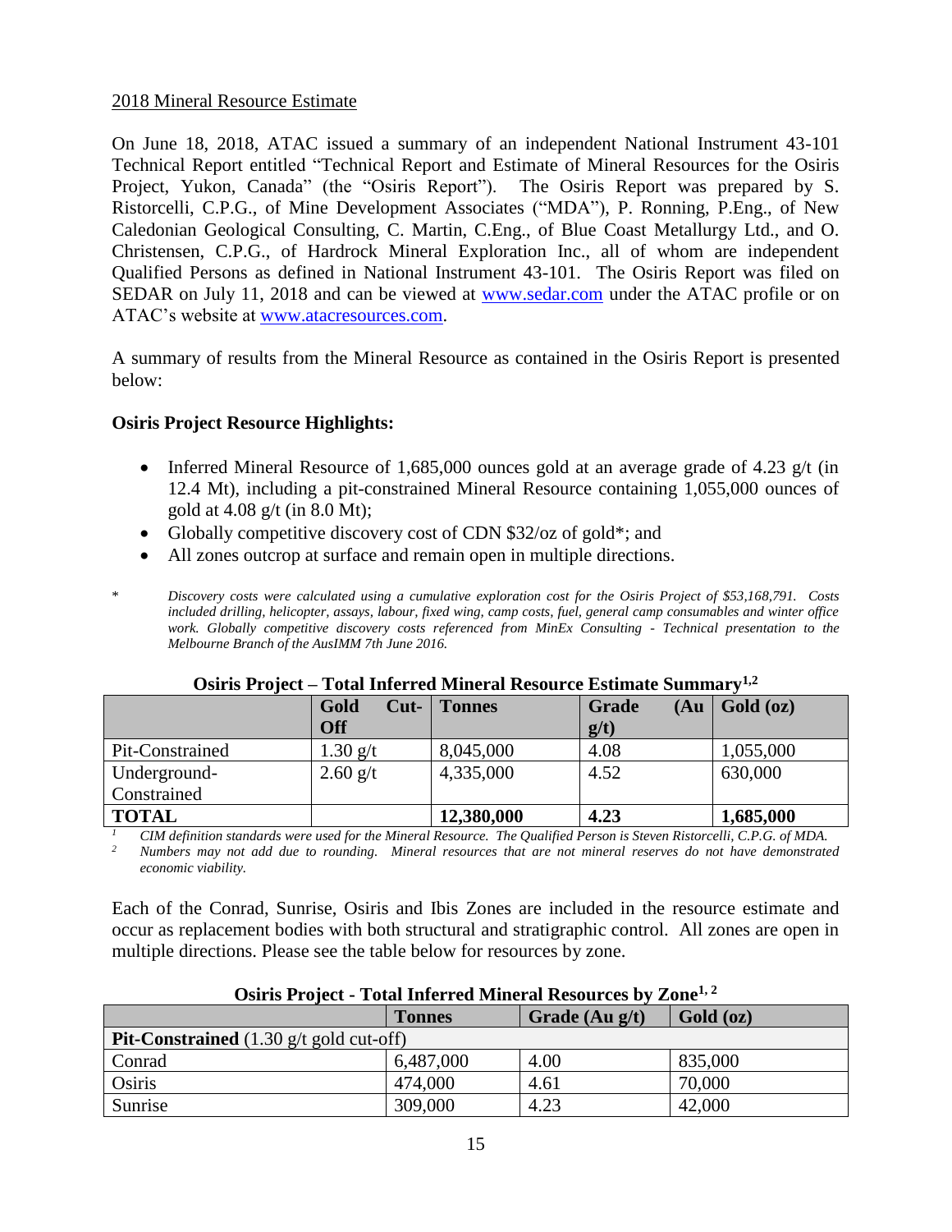2018 Mineral Resource Estimate

On June 18, 2018, ATAC issued a summary of an independent National Instrument 43-101 Technical Report entitled "Technical Report and Estimate of Mineral Resources for the Osiris Project, Yukon, Canada" (the "Osiris Report"). The Osiris Report was prepared by S. Ristorcelli, C.P.G., of Mine Development Associates ("MDA"), P. Ronning, P.Eng., of New Caledonian Geological Consulting, C. Martin, C.Eng., of Blue Coast Metallurgy Ltd., and O. Christensen, C.P.G., of Hardrock Mineral Exploration Inc., all of whom are independent Qualified Persons as defined in National Instrument 43-101. The Osiris Report was filed on SEDAR on July 11, 2018 and can be viewed at www.sedar.com under the ATAC profile or on ATAC's website at www.atacresources.com.

A summary of results from the Mineral Resource as contained in the Osiris Report is presented below:

**Osiris Project Resource Highlights:**

- Inferred Mineral Resource of 1,685,000 ounces gold at an average grade of 4.23 g/t (in 12.4 Mt), including a pit-constrained Mineral Resource containing 1,055,000 ounces of gold at 4.08 g/t (in 8.0 Mt);
- Globally competitive discovery cost of CDN $32/oz of gold*; and
- All zones outcrop at surface and remain open in multiple directions.

\* *Discovery costs were calculated using a cumulative exploration cost for the Osiris Project of $53,168,791. Costs included drilling, helicopter, assays, labour, fixed wing, camp costs, fuel, general camp consumables and winter office work. Globally competitive discovery costs referenced from MinEx Consulting - Technical presentation to the Melbourne Branch of the AusIMM 7th June 2016.*

**Osiris Project – Total Inferred Mineral Resource Estimate Summary[1,2]**

| | Gold Cut-Off | Tonnes | Grade (Au g/t) | Gold (oz) |
|---|---|---|---|---|
| Pit-Constrained | 1.30 g/t | 8,045,000 | 4.08 | 1,055,000 |
| Underground-Constrained | 2.60 g/t | 4,335,000 | 4.52 | 630,000 |
| **TOTAL** | | **12,380,000** | **4.23** | **1,685,000** |

[1] *CIM definition standards were used for the Mineral Resource. The Qualified Person is Steven Ristorcelli, C.P.G. of MDA.*
[2] *Numbers may not add due to rounding. Mineral resources that are not mineral reserves do not have demonstrated economic viability.*

Each of the Conrad, Sunrise, Osiris and Ibis Zones are included in the resource estimate and occur as replacement bodies with both structural and stratigraphic control. All zones are open in multiple directions. Please see the table below for resources by zone.

**Osiris Project - Total Inferred Mineral Resources by Zone[1, 2]**

| | Tonnes | Grade (Au g/t) | Gold (oz) |
|---|---|---|---|
| **Pit-Constrained** (1.30 g/t gold cut-off) | | | |
| Conrad | 6,487,000 | 4.00 | 835,000 |
| Osiris | 474,000 | 4.61 | 70,000 |
| Sunrise | 309,000 | 4.23 | 42,000 |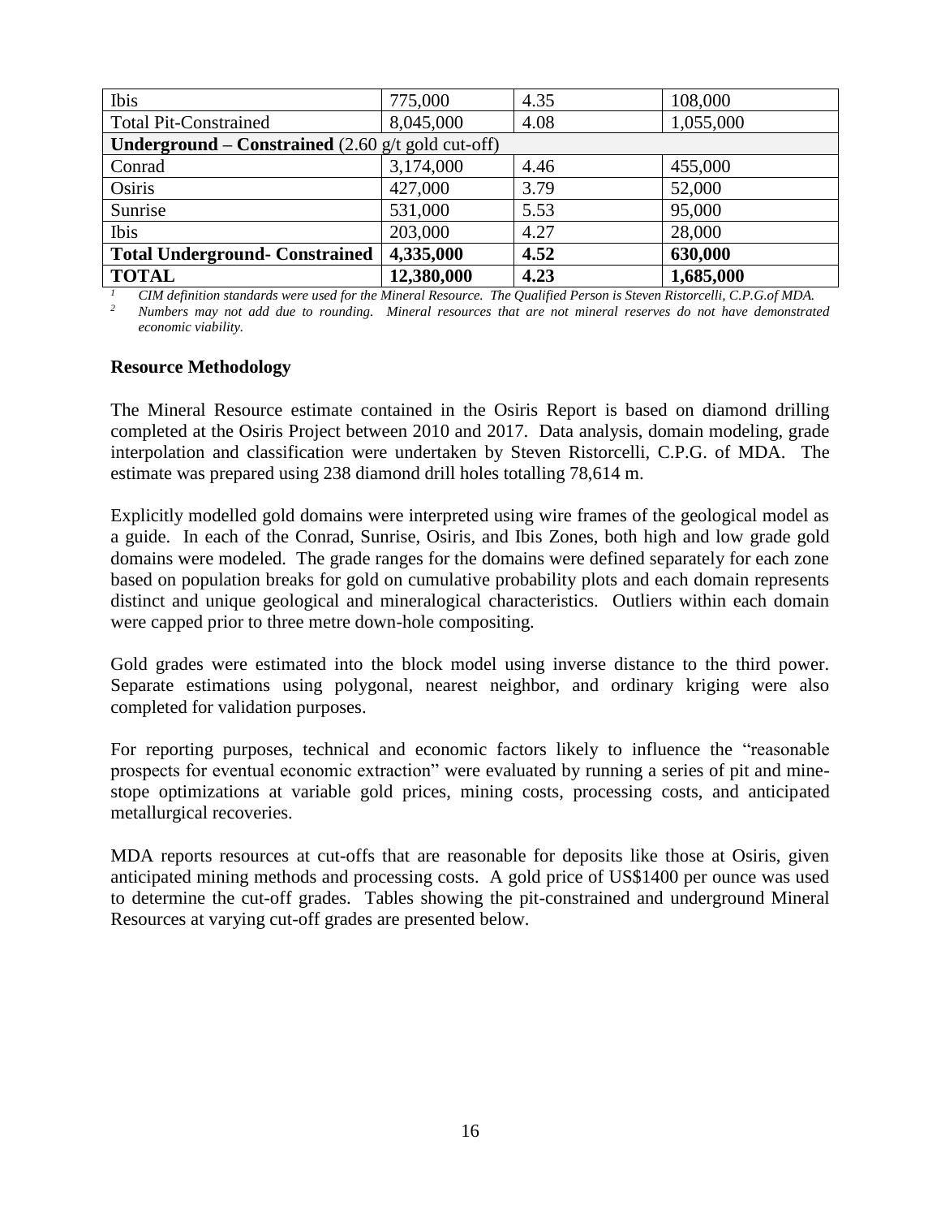| Ibis | 775,000 | 4.35 | 108,000 |
|---|---|---|---|
| Total Pit-Constrained | 8,045,000 | 4.08 | 1,055,000 |
| **Underground – Constrained** (2.60 g/t gold cut-off) | | | |
| Conrad | 3,174,000 | 4.46 | 455,000 |
| Osiris | 427,000 | 3.79 | 52,000 |
| Sunrise | 531,000 | 5.53 | 95,000 |
| Ibis | 203,000 | 4.27 | 28,000 |
| **Total Underground- Constrained** | **4,335,000** | **4.52** | **630,000** |
| **TOTAL** | **12,380,000** | **4.23** | **1,685,000** |

[1] *CIM definition standards were used for the Mineral Resource. The Qualified Person is Steven Ristorcelli, C.P.G.of MDA.*

[2] *Numbers may not add due to rounding. Mineral resources that are not mineral reserves do not have demonstrated economic viability.*

**Resource Methodology**

The Mineral Resource estimate contained in the Osiris Report is based on diamond drilling completed at the Osiris Project between 2010 and 2017. Data analysis, domain modeling, grade interpolation and classification were undertaken by Steven Ristorcelli, C.P.G. of MDA. The estimate was prepared using 238 diamond drill holes totalling 78,614 m.

Explicitly modelled gold domains were interpreted using wire frames of the geological model as a guide. In each of the Conrad, Sunrise, Osiris, and Ibis Zones, both high and low grade gold domains were modeled. The grade ranges for the domains were defined separately for each zone based on population breaks for gold on cumulative probability plots and each domain represents distinct and unique geological and mineralogical characteristics. Outliers within each domain were capped prior to three metre down-hole compositing.

Gold grades were estimated into the block model using inverse distance to the third power. Separate estimations using polygonal, nearest neighbor, and ordinary kriging were also completed for validation purposes.

For reporting purposes, technical and economic factors likely to influence the "reasonable prospects for eventual economic extraction" were evaluated by running a series of pit and mine-stope optimizations at variable gold prices, mining costs, processing costs, and anticipated metallurgical recoveries.

MDA reports resources at cut-offs that are reasonable for deposits like those at Osiris, given anticipated mining methods and processing costs. A gold price of US$1400 per ounce was used to determine the cut-off grades. Tables showing the pit-constrained and underground Mineral Resources at varying cut-off grades are presented below.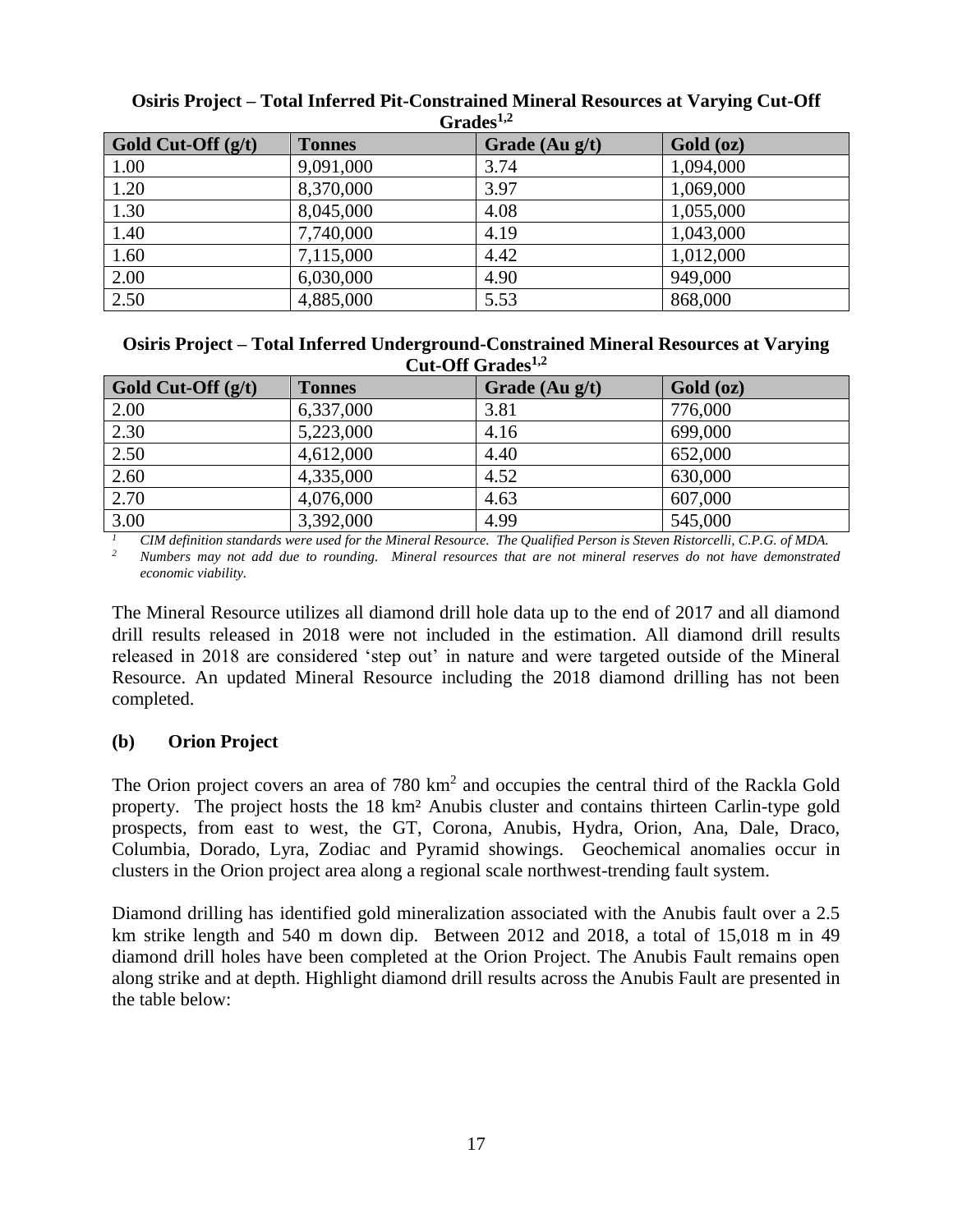**Osiris Project – Total Inferred Pit-Constrained Mineral Resources at Varying Cut-Off Grades[1,2]**

| Gold Cut-Off (g/t) | Tonnes | Grade (Au g/t) | Gold (oz) |
|---|---|---|---|
| 1.00 | 9,091,000 | 3.74 | 1,094,000 |
| 1.20 | 8,370,000 | 3.97 | 1,069,000 |
| 1.30 | 8,045,000 | 4.08 | 1,055,000 |
| 1.40 | 7,740,000 | 4.19 | 1,043,000 |
| 1.60 | 7,115,000 | 4.42 | 1,012,000 |
| 2.00 | 6,030,000 | 4.90 | 949,000 |
| 2.50 | 4,885,000 | 5.53 | 868,000 |

**Osiris Project – Total Inferred Underground-Constrained Mineral Resources at Varying Cut-Off Grades[1,2]**

| Gold Cut-Off (g/t) | Tonnes | Grade (Au g/t) | Gold (oz) |
|---|---|---|---|
| 2.00 | 6,337,000 | 3.81 | 776,000 |
| 2.30 | 5,223,000 | 4.16 | 699,000 |
| 2.50 | 4,612,000 | 4.40 | 652,000 |
| 2.60 | 4,335,000 | 4.52 | 630,000 |
| 2.70 | 4,076,000 | 4.63 | 607,000 |
| 3.00 | 3,392,000 | 4.99 | 545,000 |

[1] *CIM definition standards were used for the Mineral Resource. The Qualified Person is Steven Ristorcelli, C.P.G. of MDA.*

[2] *Numbers may not add due to rounding. Mineral resources that are not mineral reserves do not have demonstrated economic viability.*

The Mineral Resource utilizes all diamond drill hole data up to the end of 2017 and all diamond drill results released in 2018 were not included in the estimation. All diamond drill results released in 2018 are considered 'step out' in nature and were targeted outside of the Mineral Resource. An updated Mineral Resource including the 2018 diamond drilling has not been completed.

### (b) Orion Project

The Orion project covers an area of 780 $km^2$ and occupies the central third of the Rackla Gold property. The project hosts the 18 $km^2$ Anubis cluster and contains thirteen Carlin-type gold prospects, from east to west, the GT, Corona, Anubis, Hydra, Orion, Ana, Dale, Draco, Columbia, Dorado, Lyra, Zodiac and Pyramid showings. Geochemical anomalies occur in clusters in the Orion project area along a regional scale northwest-trending fault system.

Diamond drilling has identified gold mineralization associated with the Anubis fault over a 2.5 km strike length and 540 m down dip. Between 2012 and 2018, a total of 15,018 m in 49 diamond drill holes have been completed at the Orion Project. The Anubis Fault remains open along strike and at depth. Highlight diamond drill results across the Anubis Fault are presented in the table below: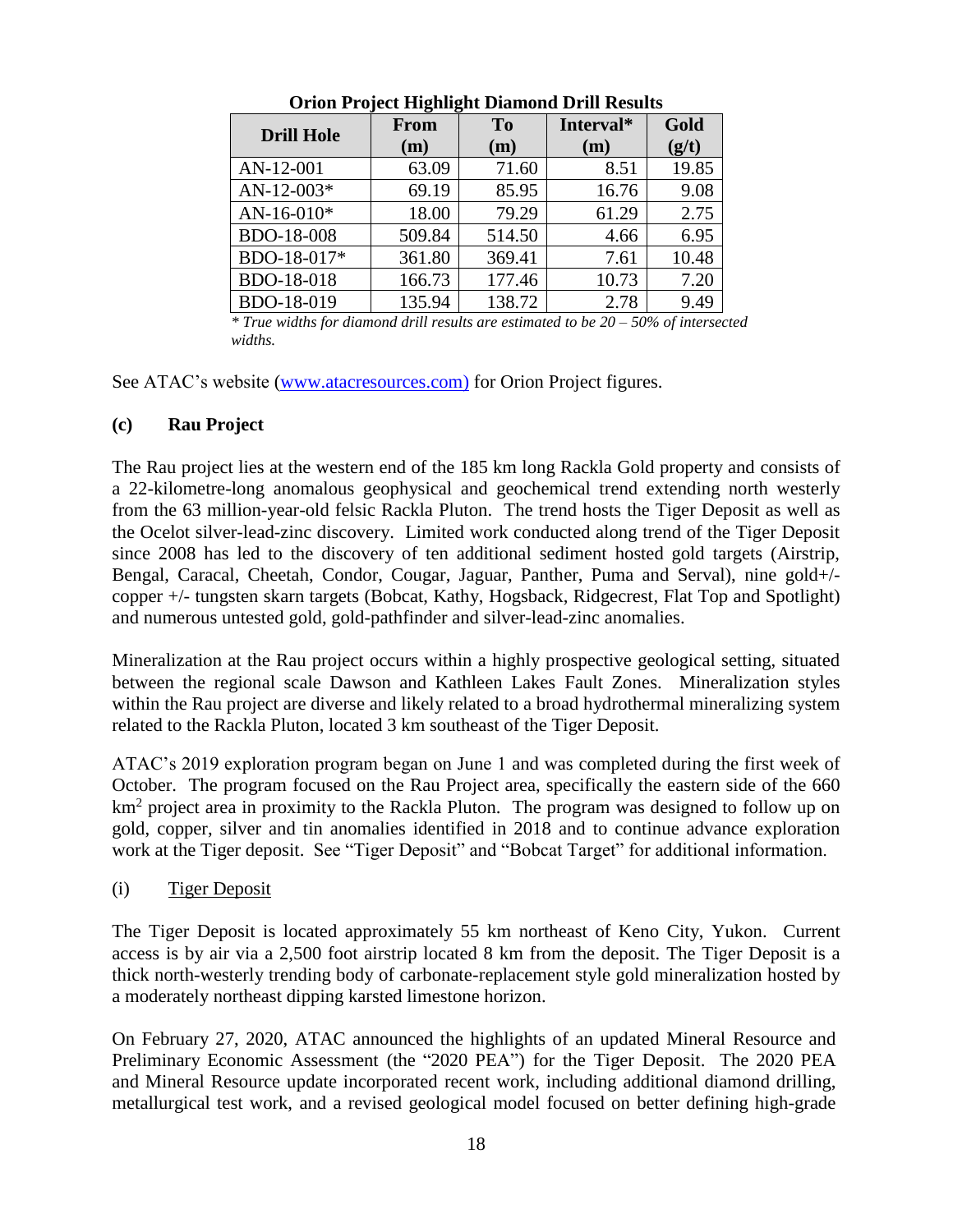**Orion Project Highlight Diamond Drill Results**

| Drill Hole | From (m) | To (m) | Interval* (m) | Gold (g/t) |
|---|---|---|---|---|
| AN-12-001 | 63.09 | 71.60 | 8.51 | 19.85 |
| AN-12-003* | 69.19 | 85.95 | 16.76 | 9.08 |
| AN-16-010* | 18.00 | 79.29 | 61.29 | 2.75 |
| BDO-18-008 | 509.84 | 514.50 | 4.66 | 6.95 |
| BDO-18-017* | 361.80 | 369.41 | 7.61 | 10.48 |
| BDO-18-018 | 166.73 | 177.46 | 10.73 | 7.20 |
| BDO-18-019 | 135.94 | 138.72 | 2.78 | 9.49 |

*\* True widths for diamond drill results are estimated to be 20 – 50% of intersected widths.*

See ATAC's website (www.atacresources.com) for Orion Project figures.

### (c) Rau Project

The Rau project lies at the western end of the 185 km long Rackla Gold property and consists of a 22-kilometre-long anomalous geophysical and geochemical trend extending north westerly from the 63 million-year-old felsic Rackla Pluton. The trend hosts the Tiger Deposit as well as the Ocelot silver-lead-zinc discovery. Limited work conducted along trend of the Tiger Deposit since 2008 has led to the discovery of ten additional sediment hosted gold targets (Airstrip, Bengal, Caracal, Cheetah, Condor, Cougar, Jaguar, Panther, Puma and Serval), nine gold+/- copper +/- tungsten skarn targets (Bobcat, Kathy, Hogsback, Ridgecrest, Flat Top and Spotlight) and numerous untested gold, gold-pathfinder and silver-lead-zinc anomalies.

Mineralization at the Rau project occurs within a highly prospective geological setting, situated between the regional scale Dawson and Kathleen Lakes Fault Zones. Mineralization styles within the Rau project are diverse and likely related to a broad hydrothermal mineralizing system related to the Rackla Pluton, located 3 km southeast of the Tiger Deposit.

ATAC's 2019 exploration program began on June 1 and was completed during the first week of October. The program focused on the Rau Project area, specifically the eastern side of the 660 $km^2$ project area in proximity to the Rackla Pluton. The program was designed to follow up on gold, copper, silver and tin anomalies identified in 2018 and to continue advance exploration work at the Tiger deposit. See "Tiger Deposit" and "Bobcat Target" for additional information.

(i) Tiger Deposit

The Tiger Deposit is located approximately 55 km northeast of Keno City, Yukon. Current access is by air via a 2,500 foot airstrip located 8 km from the deposit. The Tiger Deposit is a thick north-westerly trending body of carbonate-replacement style gold mineralization hosted by a moderately northeast dipping karsted limestone horizon.

On February 27, 2020, ATAC announced the highlights of an updated Mineral Resource and Preliminary Economic Assessment (the "2020 PEA") for the Tiger Deposit. The 2020 PEA and Mineral Resource update incorporated recent work, including additional diamond drilling, metallurgical test work, and a revised geological model focused on better defining high-grade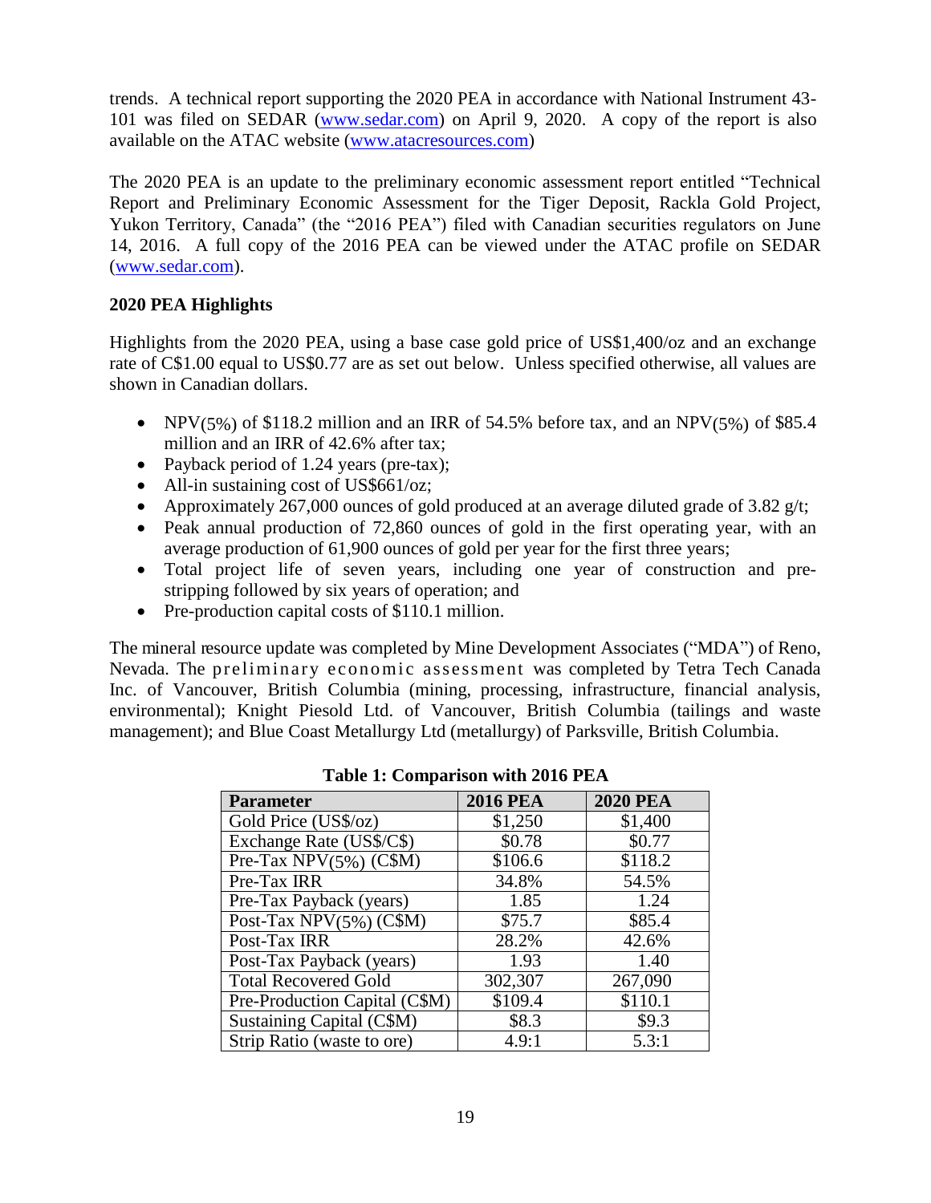trends. A technical report supporting the 2020 PEA in accordance with National Instrument 43-101 was filed on SEDAR (www.sedar.com) on April 9, 2020. A copy of the report is also available on the ATAC website (www.atacresources.com)

The 2020 PEA is an update to the preliminary economic assessment report entitled "Technical Report and Preliminary Economic Assessment for the Tiger Deposit, Rackla Gold Project, Yukon Territory, Canada" (the "2016 PEA") filed with Canadian securities regulators on June 14, 2016. A full copy of the 2016 PEA can be viewed under the ATAC profile on SEDAR (www.sedar.com).

**2020 PEA Highlights**

Highlights from the 2020 PEA, using a base case gold price of US$1,400/oz and an exchange rate of C$1.00 equal to US$0.77 are as set out below. Unless specified otherwise, all values are shown in Canadian dollars.

- $NPV_{(5\%)}$ of $118.2 million and an IRR of 54.5% before tax, and an $NPV_{(5\%)}$ of $85.4 million and an IRR of 42.6% after tax;
- Payback period of 1.24 years (pre-tax);
- All-in sustaining cost of US$661/oz;
- Approximately 267,000 ounces of gold produced at an average diluted grade of 3.82 g/t;
- Peak annual production of 72,860 ounces of gold in the first operating year, with an average production of 61,900 ounces of gold per year for the first three years;
- Total project life of seven years, including one year of construction and pre-stripping followed by six years of operation; and
- Pre-production capital costs of $110.1 million.

The mineral resource update was completed by Mine Development Associates ("MDA") of Reno, Nevada. The preliminary economic assessment was completed by Tetra Tech Canada Inc. of Vancouver, British Columbia (mining, processing, infrastructure, financial analysis, environmental); Knight Piesold Ltd. of Vancouver, British Columbia (tailings and waste management); and Blue Coast Metallurgy Ltd (metallurgy) of Parksville, British Columbia.

**Table 1: Comparison with 2016 PEA**

| Parameter | 2016 PEA | 2020 PEA |
|---|---|---|
| Gold Price (US$/oz) | $1,250 | $1,400 |
| Exchange Rate (US$/C$) | $0.78 | $0.77 |
| Pre-Tax $NPV_{(5\%)}$ (C$M) | $106.6 | $118.2 |
| Pre-Tax IRR | 34.8% | 54.5% |
| Pre-Tax Payback (years) | 1.85 | 1.24 |
| Post-Tax $NPV_{(5\%)}$ (C$M) | $75.7 | $85.4 |
| Post-Tax IRR | 28.2% | 42.6% |
| Post-Tax Payback (years) | 1.93 | 1.40 |
| Total Recovered Gold | 302,307 | 267,090 |
| Pre-Production Capital (C$M) | $109.4 | $110.1 |
| Sustaining Capital (C$M) | $8.3 | $9.3 |
| Strip Ratio (waste to ore) | 4.9:1 | 5.3:1 |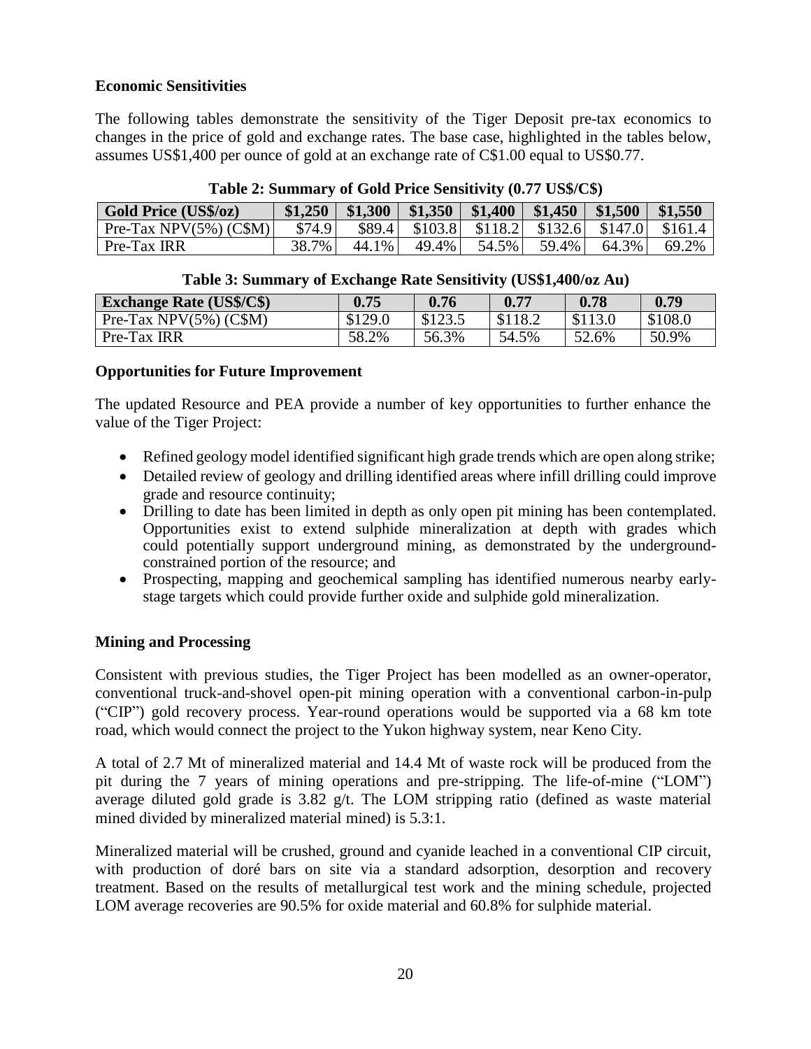### Economic Sensitivities

The following tables demonstrate the sensitivity of the Tiger Deposit pre-tax economics to changes in the price of gold and exchange rates. The base case, highlighted in the tables below, assumes US$1,400 per ounce of gold at an exchange rate of C$1.00 equal to US$0.77.

**Table 2: Summary of Gold Price Sensitivity (0.77 US$/C$)**

| Gold Price (US$/oz) | $1,250 | $1,300 | $1,350 | $1,400 | $1,450 | $1,500 | $1,550 |
|---|---|---|---|---|---|---|---|
| Pre-Tax NPV(5%) (C$M) | $74.9 | $89.4 | $103.8 | $118.2 | $132.6 | $147.0 | $161.4 |
| Pre-Tax IRR | 38.7% | 44.1% | 49.4% | 54.5% | 59.4% | 64.3% | 69.2% |

**Table 3: Summary of Exchange Rate Sensitivity (US$1,400/oz Au)**

| Exchange Rate (US$/C$) | 0.75 | 0.76 | 0.77 | 0.78 | 0.79 |
|---|---|---|---|---|---|
| Pre-Tax NPV(5%) (C$M) | $129.0 | $123.5 | $118.2 | $113.0 | $108.0 |
| Pre-Tax IRR | 58.2% | 56.3% | 54.5% | 52.6% | 50.9% |

### Opportunities for Future Improvement

The updated Resource and PEA provide a number of key opportunities to further enhance the value of the Tiger Project:

- Refined geology model identified significant high grade trends which are open along strike;
- Detailed review of geology and drilling identified areas where infill drilling could improve grade and resource continuity;
- Drilling to date has been limited in depth as only open pit mining has been contemplated. Opportunities exist to extend sulphide mineralization at depth with grades which could potentially support underground mining, as demonstrated by the underground-constrained portion of the resource; and
- Prospecting, mapping and geochemical sampling has identified numerous nearby early-stage targets which could provide further oxide and sulphide gold mineralization.

### Mining and Processing

Consistent with previous studies, the Tiger Project has been modelled as an owner-operator, conventional truck-and-shovel open-pit mining operation with a conventional carbon-in-pulp ("CIP") gold recovery process. Year-round operations would be supported via a 68 km tote road, which would connect the project to the Yukon highway system, near Keno City.

A total of 2.7 Mt of mineralized material and 14.4 Mt of waste rock will be produced from the pit during the 7 years of mining operations and pre-stripping. The life-of-mine ("LOM") average diluted gold grade is 3.82 g/t. The LOM stripping ratio (defined as waste material mined divided by mineralized material mined) is 5.3:1.

Mineralized material will be crushed, ground and cyanide leached in a conventional CIP circuit, with production of doré bars on site via a standard adsorption, desorption and recovery treatment. Based on the results of metallurgical test work and the mining schedule, projected LOM average recoveries are 90.5% for oxide material and 60.8% for sulphide material.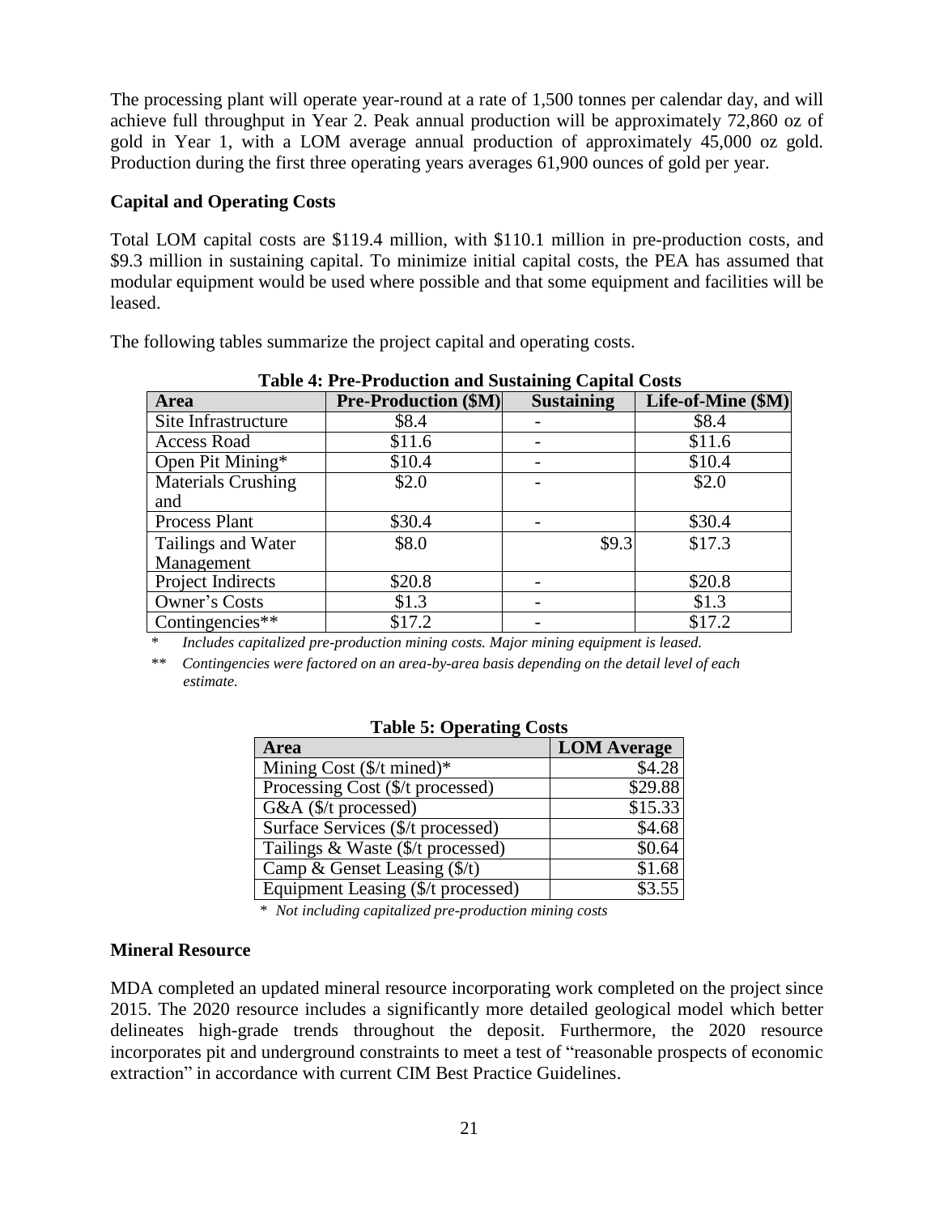The processing plant will operate year-round at a rate of 1,500 tonnes per calendar day, and will achieve full throughput in Year 2. Peak annual production will be approximately 72,860 oz of gold in Year 1, with a LOM average annual production of approximately 45,000 oz gold. Production during the first three operating years averages 61,900 ounces of gold per year.

**Capital and Operating Costs**

Total LOM capital costs are $119.4 million, with $110.1 million in pre-production costs, and $9.3 million in sustaining capital. To minimize initial capital costs, the PEA has assumed that modular equipment would be used where possible and that some equipment and facilities will be leased.

The following tables summarize the project capital and operating costs.

**Table 4: Pre-Production and Sustaining Capital Costs**

| Area | Pre-Production ($M) | Sustaining | Life-of-Mine ($M) |
|---|---|---|---|
| Site Infrastructure | $8.4 | - | $8.4 |
| Access Road | $11.6 | - | $11.6 |
| Open Pit Mining* | $10.4 | - | $10.4 |
| Materials Crushing and | $2.0 | - | $2.0 |
| Process Plant | $30.4 | - | $30.4 |
| Tailings and Water Management | $8.0 | $9.3 | $17.3 |
| Project Indirects | $20.8 | - | $20.8 |
| Owner's Costs | $1.3 | - | $1.3 |
| Contingencies** | $17.2 | - | $17.2 |

\* *Includes capitalized pre-production mining costs. Major mining equipment is leased.*

\*\* *Contingencies were factored on an area-by-area basis depending on the detail level of each estimate.*

**Table 5: Operating Costs**

| Area | LOM Average |
|---|---|
| Mining Cost ($/t mined)* | $4.28 |
| Processing Cost ($/t processed) | $29.88 |
| G&A ($/t processed) | $15.33 |
| Surface Services ($/t processed) | $4.68 |
| Tailings & Waste ($/t processed) | $0.64 |
| Camp & Genset Leasing ($/t) | $1.68 |
| Equipment Leasing ($/t processed) | $3.55 |

\* *Not including capitalized pre-production mining costs*

**Mineral Resource**

MDA completed an updated mineral resource incorporating work completed on the project since 2015. The 2020 resource includes a significantly more detailed geological model which better delineates high-grade trends throughout the deposit. Furthermore, the 2020 resource incorporates pit and underground constraints to meet a test of "reasonable prospects of economic extraction" in accordance with current CIM Best Practice Guidelines.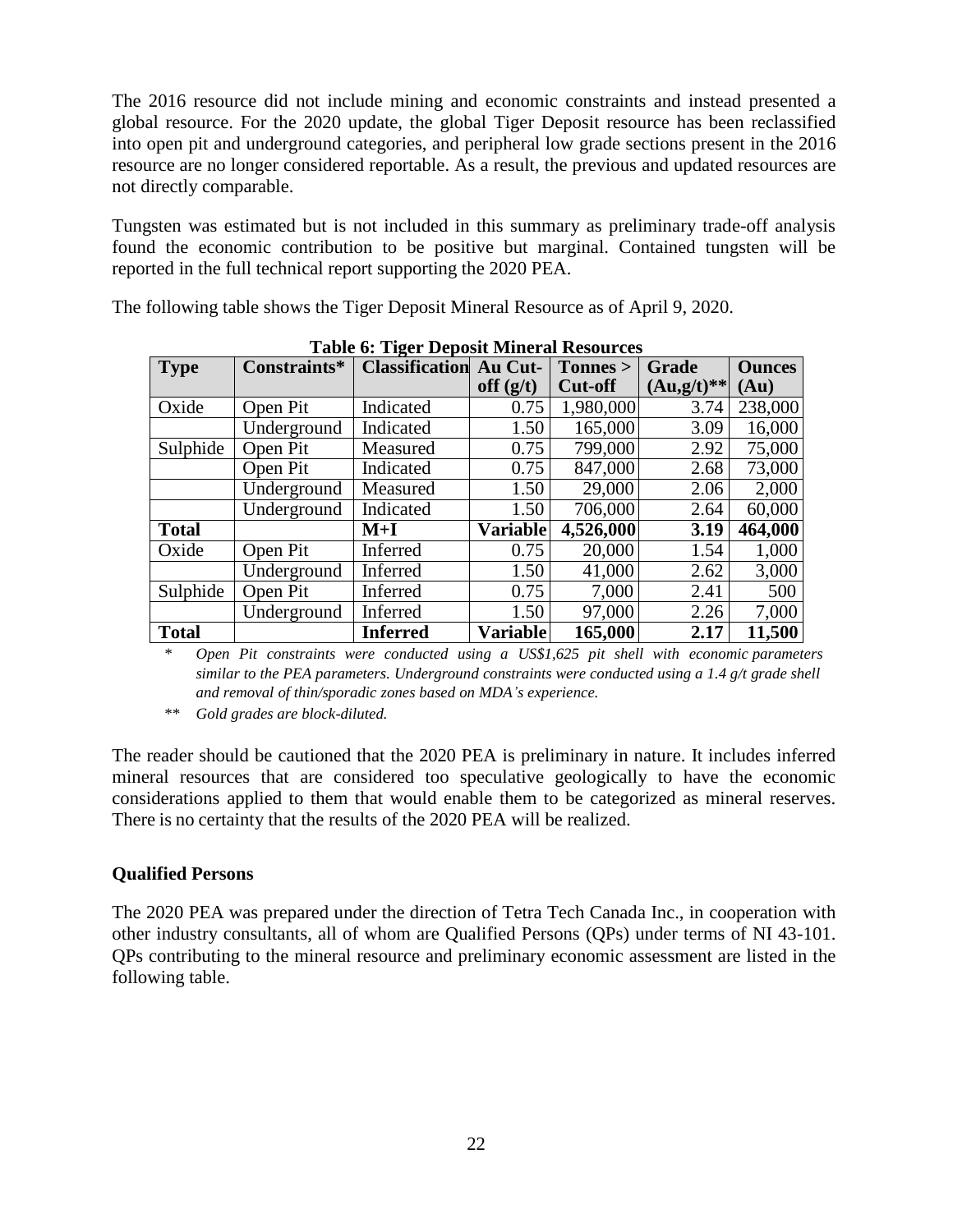The 2016 resource did not include mining and economic constraints and instead presented a global resource. For the 2020 update, the global Tiger Deposit resource has been reclassified into open pit and underground categories, and peripheral low grade sections present in the 2016 resource are no longer considered reportable. As a result, the previous and updated resources are not directly comparable.

Tungsten was estimated but is not included in this summary as preliminary trade-off analysis found the economic contribution to be positive but marginal. Contained tungsten will be reported in the full technical report supporting the 2020 PEA.

The following table shows the Tiger Deposit Mineral Resource as of April 9, 2020.

**Table 6: Tiger Deposit Mineral Resources**

| Type | Constraints* | Classification | Au Cut-off (g/t) | Tonnes > Cut-off | Grade (Au,g/t)** | Ounces (Au) |
|---|---|---|---|---|---|---|
| Oxide | Open Pit | Indicated | 0.75 | 1,980,000 | 3.74 | 238,000 |
| | Underground | Indicated | 1.50 | 165,000 | 3.09 | 16,000 |
| Sulphide | Open Pit | Measured | 0.75 | 799,000 | 2.92 | 75,000 |
| | Open Pit | Indicated | 0.75 | 847,000 | 2.68 | 73,000 |
| | Underground | Measured | 1.50 | 29,000 | 2.06 | 2,000 |
| | Underground | Indicated | 1.50 | 706,000 | 2.64 | 60,000 |
| **Total** | | **M+I** | **Variable** | **4,526,000** | **3.19** | **464,000** |
| Oxide | Open Pit | Inferred | 0.75 | 20,000 | 1.54 | 1,000 |
| | Underground | Inferred | 1.50 | 41,000 | 2.62 | 3,000 |
| Sulphide | Open Pit | Inferred | 0.75 | 7,000 | 2.41 | 500 |
| | Underground | Inferred | 1.50 | 97,000 | 2.26 | 7,000 |
| **Total** | | **Inferred** | **Variable** | **165,000** | **2.17** | **11,500** |

\* *Open Pit constraints were conducted using a US$1,625 pit shell with economic parameters similar to the PEA parameters. Underground constraints were conducted using a 1.4 g/t grade shell and removal of thin/sporadic zones based on MDA's experience.*

\*\* *Gold grades are block-diluted.*

The reader should be cautioned that the 2020 PEA is preliminary in nature. It includes inferred mineral resources that are considered too speculative geologically to have the economic considerations applied to them that would enable them to be categorized as mineral reserves. There is no certainty that the results of the 2020 PEA will be realized.

**Qualified Persons**

The 2020 PEA was prepared under the direction of Tetra Tech Canada Inc., in cooperation with other industry consultants, all of whom are Qualified Persons (QPs) under terms of NI 43-101. QPs contributing to the mineral resource and preliminary economic assessment are listed in the following table.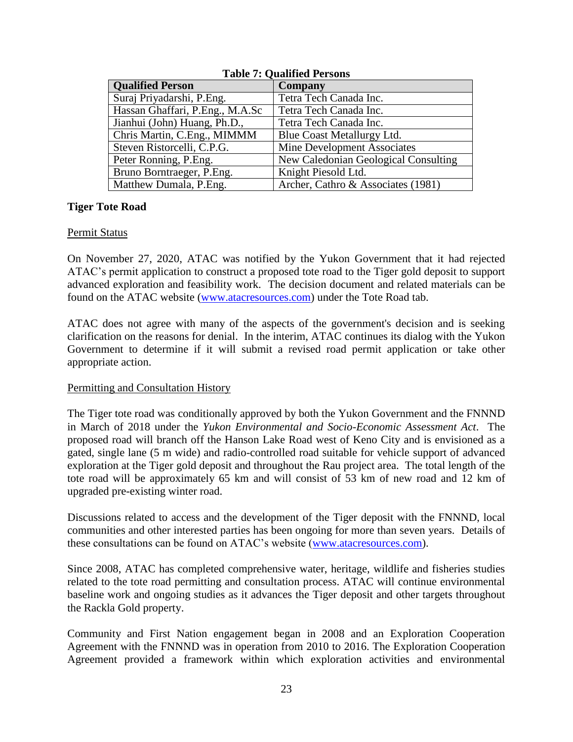**Table 7: Qualified Persons**

| Qualified Person | Company |
|---|---|
| Suraj Priyadarshi, P.Eng. | Tetra Tech Canada Inc. |
| Hassan Ghaffari, P.Eng., M.A.Sc | Tetra Tech Canada Inc. |
| Jianhui (John) Huang, Ph.D., | Tetra Tech Canada Inc. |
| Chris Martin, C.Eng., MIMMM | Blue Coast Metallurgy Ltd. |
| Steven Ristorcelli, C.P.G. | Mine Development Associates |
| Peter Ronning, P.Eng. | New Caledonian Geological Consulting |
| Bruno Borntraeger, P.Eng. | Knight Piesold Ltd. |
| Matthew Dumala, P.Eng. | Archer, Cathro & Associates (1981) |

## Tiger Tote Road

### Permit Status

On November 27, 2020, ATAC was notified by the Yukon Government that it had rejected ATAC's permit application to construct a proposed tote road to the Tiger gold deposit to support advanced exploration and feasibility work. The decision document and related materials can be found on the ATAC website (www.atacresources.com) under the Tote Road tab.

ATAC does not agree with many of the aspects of the government's decision and is seeking clarification on the reasons for denial. In the interim, ATAC continues its dialog with the Yukon Government to determine if it will submit a revised road permit application or take other appropriate action.

### Permitting and Consultation History

The Tiger tote road was conditionally approved by both the Yukon Government and the FNNND in March of 2018 under the *Yukon Environmental and Socio-Economic Assessment Act*. The proposed road will branch off the Hanson Lake Road west of Keno City and is envisioned as a gated, single lane (5 m wide) and radio-controlled road suitable for vehicle support of advanced exploration at the Tiger gold deposit and throughout the Rau project area. The total length of the tote road will be approximately 65 km and will consist of 53 km of new road and 12 km of upgraded pre-existing winter road.

Discussions related to access and the development of the Tiger deposit with the FNNND, local communities and other interested parties has been ongoing for more than seven years. Details of these consultations can be found on ATAC's website (www.atacresources.com).

Since 2008, ATAC has completed comprehensive water, heritage, wildlife and fisheries studies related to the tote road permitting and consultation process. ATAC will continue environmental baseline work and ongoing studies as it advances the Tiger deposit and other targets throughout the Rackla Gold property.

Community and First Nation engagement began in 2008 and an Exploration Cooperation Agreement with the FNNND was in operation from 2010 to 2016. The Exploration Cooperation Agreement provided a framework within which exploration activities and environmental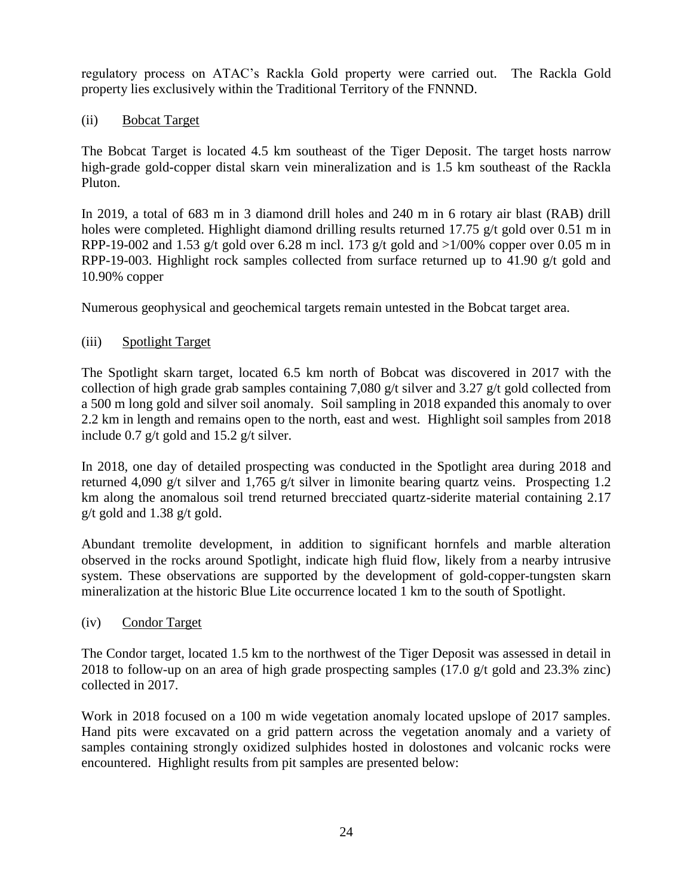regulatory process on ATAC's Rackla Gold property were carried out. The Rackla Gold property lies exclusively within the Traditional Territory of the FNNND.

(ii) Bobcat Target

The Bobcat Target is located 4.5 km southeast of the Tiger Deposit. The target hosts narrow high-grade gold-copper distal skarn vein mineralization and is 1.5 km southeast of the Rackla Pluton.

In 2019, a total of 683 m in 3 diamond drill holes and 240 m in 6 rotary air blast (RAB) drill holes were completed. Highlight diamond drilling results returned 17.75 g/t gold over 0.51 m in RPP-19-002 and 1.53 g/t gold over 6.28 m incl. 173 g/t gold and >1/00% copper over 0.05 m in RPP-19-003. Highlight rock samples collected from surface returned up to 41.90 g/t gold and 10.90% copper

Numerous geophysical and geochemical targets remain untested in the Bobcat target area.

(iii) Spotlight Target

The Spotlight skarn target, located 6.5 km north of Bobcat was discovered in 2017 with the collection of high grade grab samples containing 7,080 g/t silver and 3.27 g/t gold collected from a 500 m long gold and silver soil anomaly. Soil sampling in 2018 expanded this anomaly to over 2.2 km in length and remains open to the north, east and west. Highlight soil samples from 2018 include 0.7 g/t gold and 15.2 g/t silver.

In 2018, one day of detailed prospecting was conducted in the Spotlight area during 2018 and returned 4,090 g/t silver and 1,765 g/t silver in limonite bearing quartz veins. Prospecting 1.2 km along the anomalous soil trend returned brecciated quartz-siderite material containing 2.17 g/t gold and 1.38 g/t gold.

Abundant tremolite development, in addition to significant hornfels and marble alteration observed in the rocks around Spotlight, indicate high fluid flow, likely from a nearby intrusive system. These observations are supported by the development of gold-copper-tungsten skarn mineralization at the historic Blue Lite occurrence located 1 km to the south of Spotlight.

(iv) Condor Target

The Condor target, located 1.5 km to the northwest of the Tiger Deposit was assessed in detail in 2018 to follow-up on an area of high grade prospecting samples (17.0 g/t gold and 23.3% zinc) collected in 2017.

Work in 2018 focused on a 100 m wide vegetation anomaly located upslope of 2017 samples. Hand pits were excavated on a grid pattern across the vegetation anomaly and a variety of samples containing strongly oxidized sulphides hosted in dolostones and volcanic rocks were encountered. Highlight results from pit samples are presented below: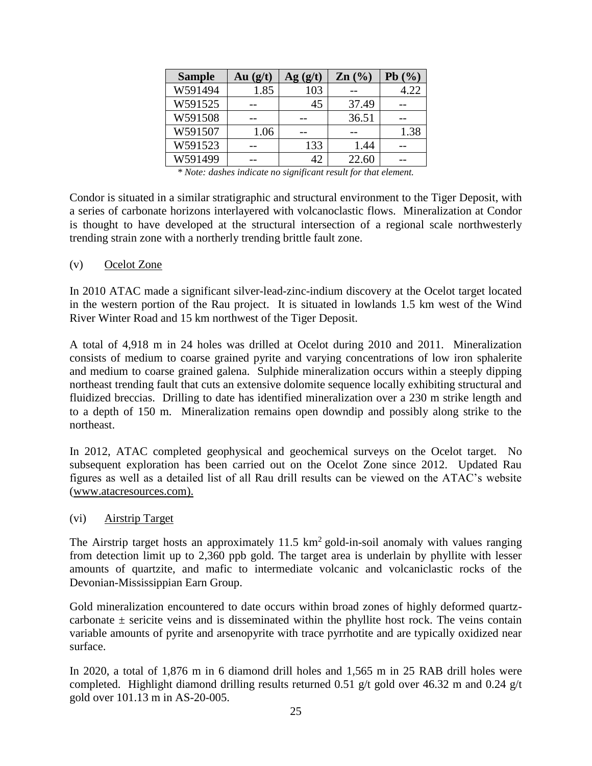| Sample | Au (g/t) | Ag (g/t) | Zn (%) | Pb (%) |
| --- | --- | --- | --- | --- |
| W591494 | 1.85 | 103 | -- | 4.22 |
| W591525 | -- | 45 | 37.49 | -- |
| W591508 | -- | -- | 36.51 | -- |
| W591507 | 1.06 | -- | -- | 1.38 |
| W591523 | -- | 133 | 1.44 | -- |
| W591499 | -- | 42 | 22.60 | -- |

*\* Note: dashes indicate no significant result for that element.*

Condor is situated in a similar stratigraphic and structural environment to the Tiger Deposit, with a series of carbonate horizons interlayered with volcanoclastic flows. Mineralization at Condor is thought to have developed at the structural intersection of a regional scale northwesterly trending strain zone with a northerly trending brittle fault zone.

(v) Ocelot Zone

In 2010 ATAC made a significant silver-lead-zinc-indium discovery at the Ocelot target located in the western portion of the Rau project. It is situated in lowlands 1.5 km west of the Wind River Winter Road and 15 km northwest of the Tiger Deposit.

A total of 4,918 m in 24 holes was drilled at Ocelot during 2010 and 2011. Mineralization consists of medium to coarse grained pyrite and varying concentrations of low iron sphalerite and medium to coarse grained galena. Sulphide mineralization occurs within a steeply dipping northeast trending fault that cuts an extensive dolomite sequence locally exhibiting structural and fluidized breccias. Drilling to date has identified mineralization over a 230 m strike length and to a depth of 150 m. Mineralization remains open downdip and possibly along strike to the northeast.

In 2012, ATAC completed geophysical and geochemical surveys on the Ocelot target. No subsequent exploration has been carried out on the Ocelot Zone since 2012. Updated Rau figures as well as a detailed list of all Rau drill results can be viewed on the ATAC's website (www.atacresources.com).

(vi) Airstrip Target

The Airstrip target hosts an approximately 11.5 $km^2$ gold-in-soil anomaly with values ranging from detection limit up to 2,360 ppb gold. The target area is underlain by phyllite with lesser amounts of quartzite, and mafic to intermediate volcanic and volcaniclastic rocks of the Devonian-Mississippian Earn Group.

Gold mineralization encountered to date occurs within broad zones of highly deformed quartz-carbonate ± sericite veins and is disseminated within the phyllite host rock. The veins contain variable amounts of pyrite and arsenopyrite with trace pyrrhotite and are typically oxidized near surface.

In 2020, a total of 1,876 m in 6 diamond drill holes and 1,565 m in 25 RAB drill holes were completed. Highlight diamond drilling results returned 0.51 g/t gold over 46.32 m and 0.24 g/t gold over 101.13 m in AS-20-005.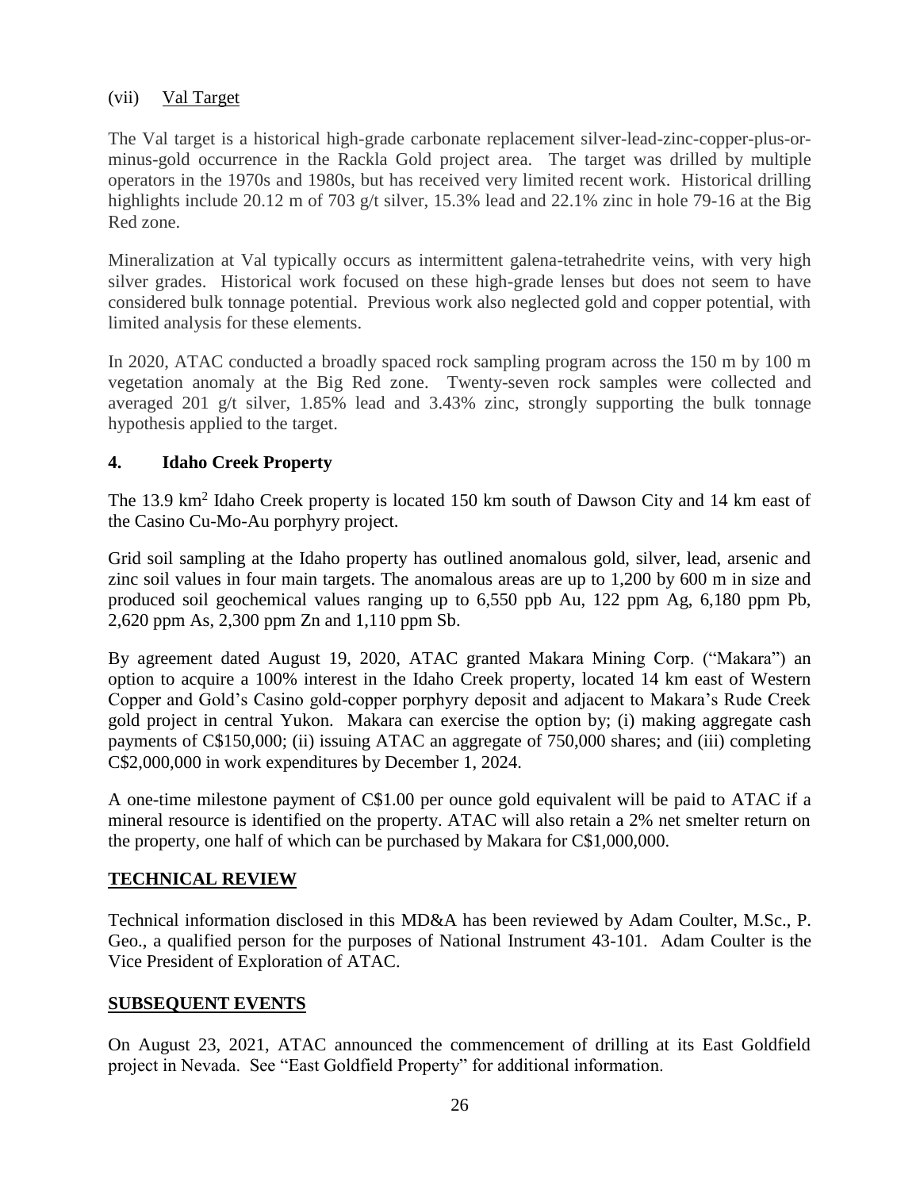(vii) Val Target

The Val target is a historical high-grade carbonate replacement silver-lead-zinc-copper-plus-or-minus-gold occurrence in the Rackla Gold project area. The target was drilled by multiple operators in the 1970s and 1980s, but has received very limited recent work. Historical drilling highlights include 20.12 m of 703 g/t silver, 15.3% lead and 22.1% zinc in hole 79-16 at the Big Red zone.

Mineralization at Val typically occurs as intermittent galena-tetrahedrite veins, with very high silver grades. Historical work focused on these high-grade lenses but does not seem to have considered bulk tonnage potential. Previous work also neglected gold and copper potential, with limited analysis for these elements.

In 2020, ATAC conducted a broadly spaced rock sampling program across the 150 m by 100 m vegetation anomaly at the Big Red zone. Twenty-seven rock samples were collected and averaged 201 g/t silver, 1.85% lead and 3.43% zinc, strongly supporting the bulk tonnage hypothesis applied to the target.

## 4. Idaho Creek Property

The 13.9 km$^2$ Idaho Creek property is located 150 km south of Dawson City and 14 km east of the Casino Cu-Mo-Au porphyry project.

Grid soil sampling at the Idaho property has outlined anomalous gold, silver, lead, arsenic and zinc soil values in four main targets. The anomalous areas are up to 1,200 by 600 m in size and produced soil geochemical values ranging up to 6,550 ppb Au, 122 ppm Ag, 6,180 ppm Pb, 2,620 ppm As, 2,300 ppm Zn and 1,110 ppm Sb.

By agreement dated August 19, 2020, ATAC granted Makara Mining Corp. ("Makara") an option to acquire a 100% interest in the Idaho Creek property, located 14 km east of Western Copper and Gold's Casino gold-copper porphyry deposit and adjacent to Makara's Rude Creek gold project in central Yukon. Makara can exercise the option by; (i) making aggregate cash payments of C$150,000; (ii) issuing ATAC an aggregate of 750,000 shares; and (iii) completing C$2,000,000 in work expenditures by December 1, 2024.

A one-time milestone payment of C$1.00 per ounce gold equivalent will be paid to ATAC if a mineral resource is identified on the property. ATAC will also retain a 2% net smelter return on the property, one half of which can be purchased by Makara for C$1,000,000.

## TECHNICAL REVIEW

Technical information disclosed in this MD&A has been reviewed by Adam Coulter, M.Sc., P. Geo., a qualified person for the purposes of National Instrument 43-101. Adam Coulter is the Vice President of Exploration of ATAC.

## SUBSEQUENT EVENTS

On August 23, 2021, ATAC announced the commencement of drilling at its East Goldfield project in Nevada. See "East Goldfield Property" for additional information.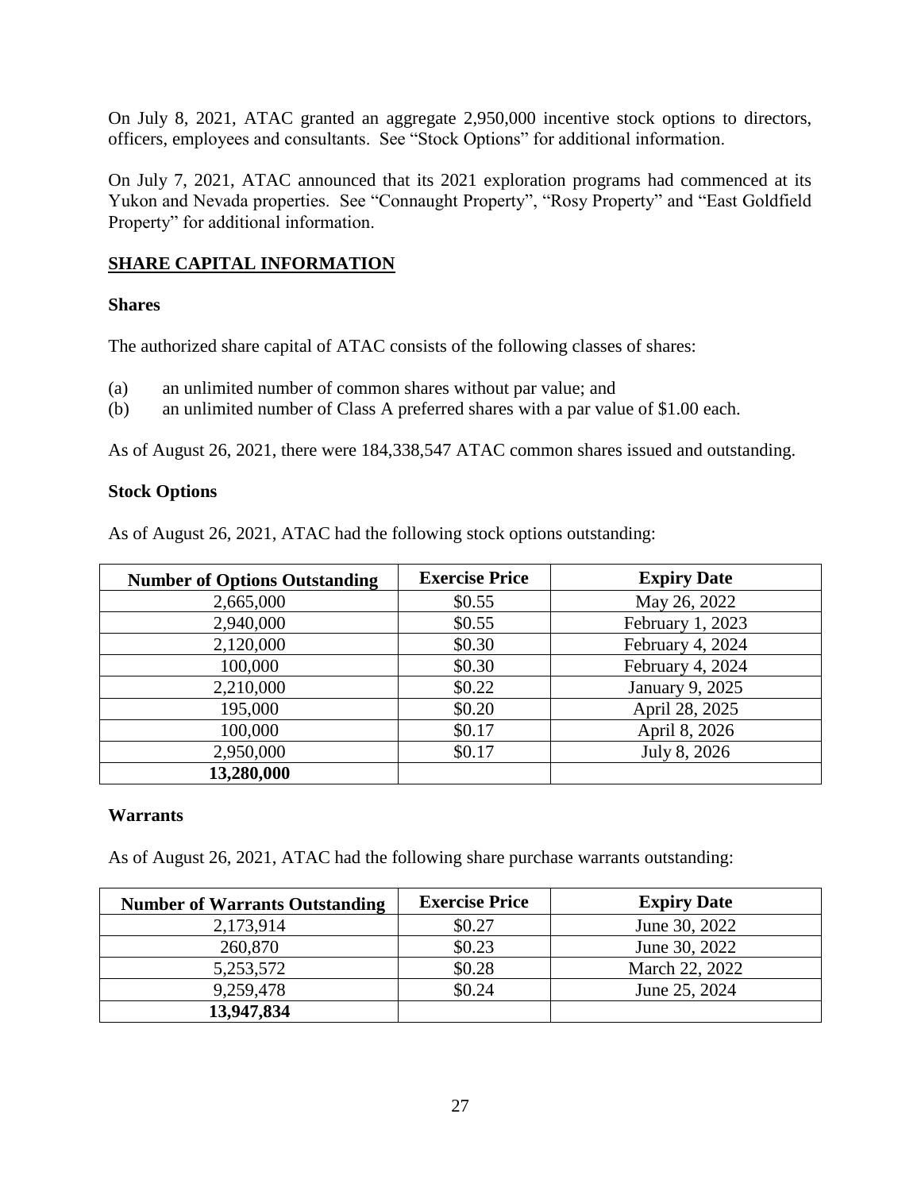On July 8, 2021, ATAC granted an aggregate 2,950,000 incentive stock options to directors, officers, employees and consultants. See "Stock Options" for additional information.

On July 7, 2021, ATAC announced that its 2021 exploration programs had commenced at its Yukon and Nevada properties. See "Connaught Property", "Rosy Property" and "East Goldfield Property" for additional information.

## SHARE CAPITAL INFORMATION

### Shares

The authorized share capital of ATAC consists of the following classes of shares:

(a) an unlimited number of common shares without par value; and
(b) an unlimited number of Class A preferred shares with a par value of $1.00 each.

As of August 26, 2021, there were 184,338,547 ATAC common shares issued and outstanding.

### Stock Options

As of August 26, 2021, ATAC had the following stock options outstanding:

| Number of Options Outstanding | Exercise Price | Expiry Date |
|---|---|---|
| 2,665,000 | $0.55 | May 26, 2022 |
| 2,940,000 | $0.55 | February 1, 2023 |
| 2,120,000 | $0.30 | February 4, 2024 |
| 100,000 | $0.30 | February 4, 2024 |
| 2,210,000 | $0.22 | January 9, 2025 |
| 195,000 | $0.20 | April 28, 2025 |
| 100,000 | $0.17 | April 8, 2026 |
| 2,950,000 | $0.17 | July 8, 2026 |
| **13,280,000** | | |

### Warrants

As of August 26, 2021, ATAC had the following share purchase warrants outstanding:

| Number of Warrants Outstanding | Exercise Price | Expiry Date |
|---|---|---|
| 2,173,914 | $0.27 | June 30, 2022 |
| 260,870 | $0.23 | June 30, 2022 |
| 5,253,572 | $0.28 | March 22, 2022 |
| 9,259,478 | $0.24 | June 25, 2024 |
| **13,947,834** | | |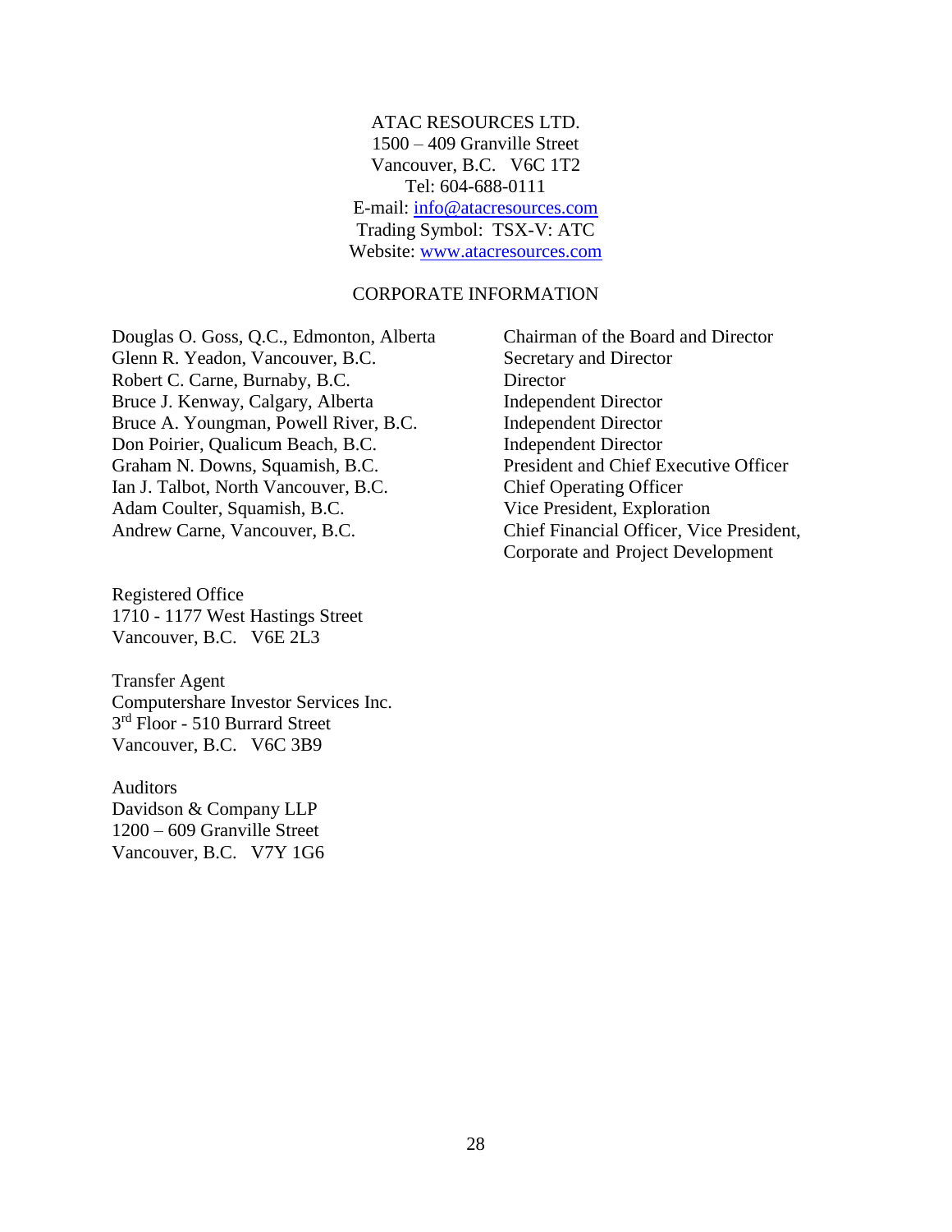ATAC RESOURCES LTD.
1500 – 409 Granville Street
Vancouver, B.C. V6C 1T2
Tel: 604-688-0111
E-mail: info@atacresources.com
Trading Symbol: TSX-V: ATC
Website: www.atacresources.com

## CORPORATE INFORMATION

| | |
|---|---|
| Douglas O. Goss, Q.C., Edmonton, Alberta | Chairman of the Board and Director |
| Glenn R. Yeadon, Vancouver, B.C. | Secretary and Director |
| Robert C. Carne, Burnaby, B.C. | Director |
| Bruce J. Kenway, Calgary, Alberta | Independent Director |
| Bruce A. Youngman, Powell River, B.C. | Independent Director |
| Don Poirier, Qualicum Beach, B.C. | Independent Director |
| Graham N. Downs, Squamish, B.C. | President and Chief Executive Officer |
| Ian J. Talbot, North Vancouver, B.C. | Chief Operating Officer |
| Adam Coulter, Squamish, B.C. | Vice President, Exploration |
| Andrew Carne, Vancouver, B.C. | Chief Financial Officer, Vice President, Corporate and Project Development |

Registered Office
1710 - 1177 West Hastings Street
Vancouver, B.C. V6E 2L3

Transfer Agent
Computershare Investor Services Inc.
3rd Floor - 510 Burrard Street
Vancouver, B.C. V6C 3B9

Auditors
Davidson & Company LLP
1200 – 609 Granville Street
Vancouver, B.C. V7Y 1G6